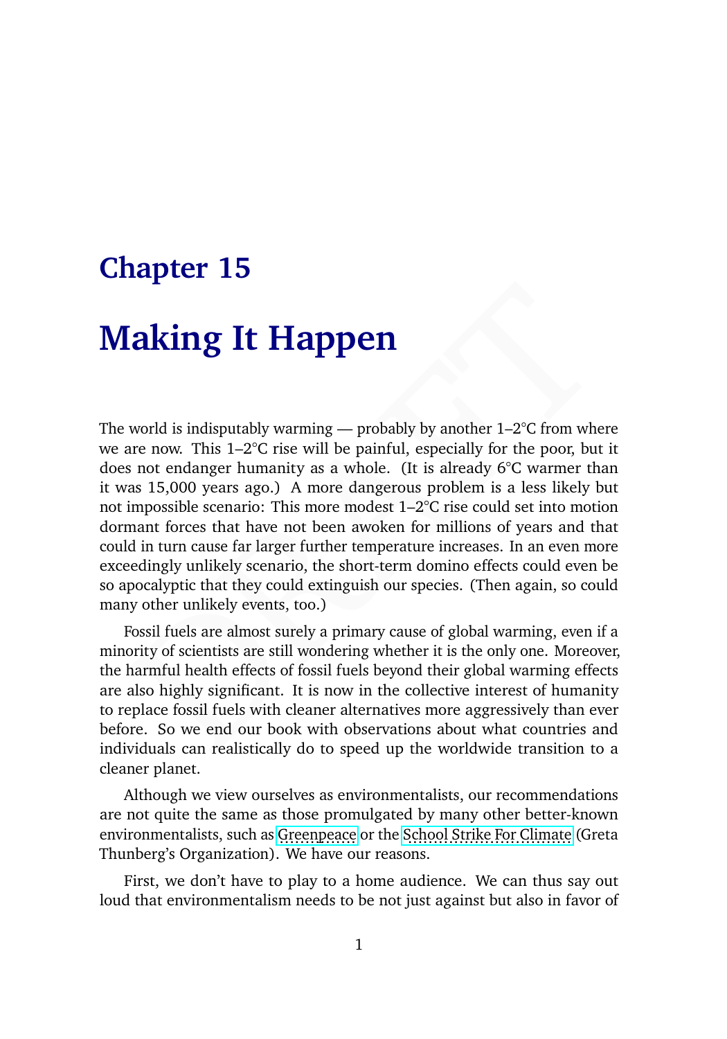# Chapter 15

# Making It Happen

The world is indisputably warming — probably by another 1–2°C from where we are now. This 1–2°C rise will be painful, especially for the poor, but it does not endanger humanity as a whole. (It is already 6°C warmer than it was 15,000 years ago.) A more dangerous problem is a less likely but not impossible scenario: This more modest 1–2°C rise could set into motion dormant forces that have not been awoken for millions of years and that could in turn cause far larger further temperature increases. In an even more exceedingly unlikely scenario, the short-term domino effects could even be so apocalyptic that they could extinguish our species. (Then again, so could many other unlikely events, too.)

Fossil fuels are almost surely a primary cause of global warming, even if a minority of scientists are still wondering whether it is the only one. Moreover, the harmful health effects of fossil fuels beyond their global warming effects are also highly significant. It is now in the collective interest of humanity to replace fossil fuels with cleaner alternatives more aggressively than ever before. So we end our book with observations about what countries and individuals can realistically do to speed up the worldwide transition to a cleaner planet.

Although we view ourselves as environmentalists, our recommendations are not quite the same as those promulgated by many other better-known environmentalists, such as Greenpeace or the School Strike For Climate (Greta Thunberg's Organization). We have our reasons.

First, we don't have to play to a home audience. We can thus say out loud that environmentalism needs to be not just against but also in favor of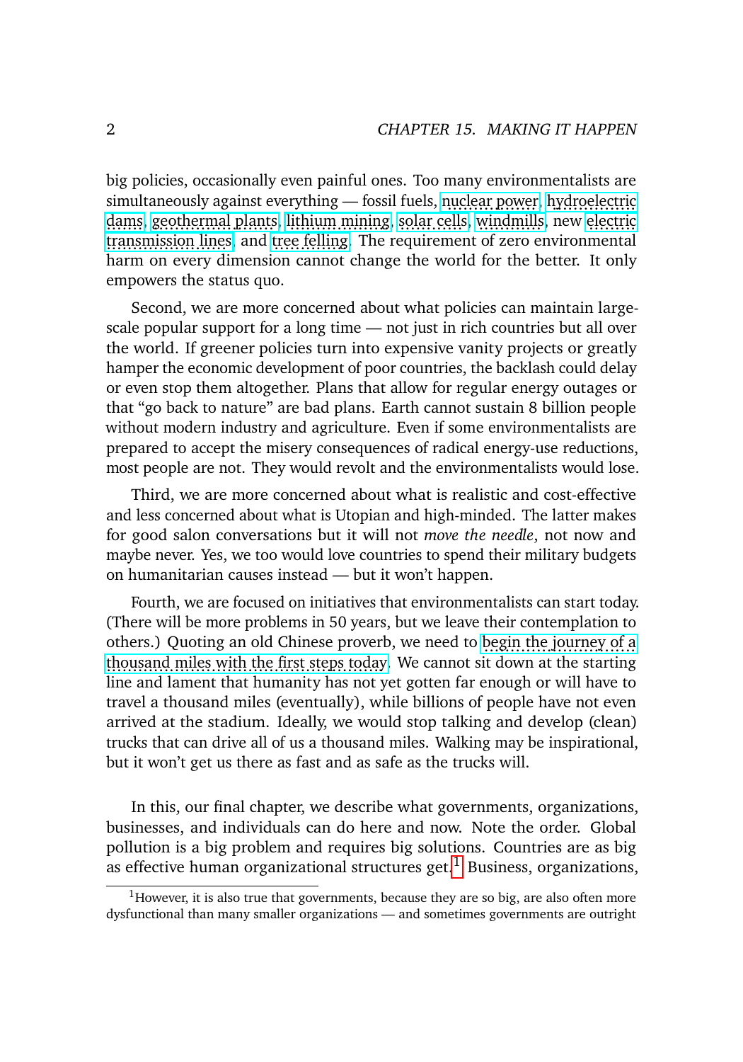big policies, occasionally even painful ones. Too many environmentalists are simultaneously against everything — fossil fuels, nuclear power, hydroelectric dams, geothermal plants, lithium mining, solar cells, windmills, new electric transmission lines, and tree felling. The requirement of zero environmental harm on every dimension cannot change the world for the better. It only empowers the status quo.

Second, we are more concerned about what policies can maintain large-scale popular support for a long time — not just in rich countries but all over the world. If greener policies turn into expensive vanity projects or greatly hamper the economic development of poor countries, the backlash could delay or even stop them altogether. Plans that allow for regular energy outages or that "go back to nature" are bad plans. Earth cannot sustain 8 billion people without modern industry and agriculture. Even if some environmentalists are prepared to accept the misery consequences of radical energy-use reductions, most people are not. They would revolt and the environmentalists would lose.

Third, we are more concerned about what is realistic and cost-effective and less concerned about what is Utopian and high-minded. The latter makes for good salon conversations but it will not *move the needle*, not now and maybe never. Yes, we too would love countries to spend their military budgets on humanitarian causes instead — but it won't happen.

Fourth, we are focused on initiatives that environmentalists can start today. (There will be more problems in 50 years, but we leave their contemplation to others.) Quoting an old Chinese proverb, we need to begin the journey of a thousand miles with the first steps today. We cannot sit down at the starting line and lament that humanity has not yet gotten far enough or will have to travel a thousand miles (eventually), while billions of people have not even arrived at the stadium. Ideally, we would stop talking and develop (clean) trucks that can drive all of us a thousand miles. Walking may be inspirational, but it won't get us there as fast and as safe as the trucks will.

In this, our final chapter, we describe what governments, organizations, businesses, and individuals can do here and now. Note the order. Global pollution is a big problem and requires big solutions. Countries are as big as effective human organizational structures get.[1] Business, organizations,

[1] However, it is also true that governments, because they are so big, are also often more dysfunctional than many smaller organizations — and sometimes governments are outright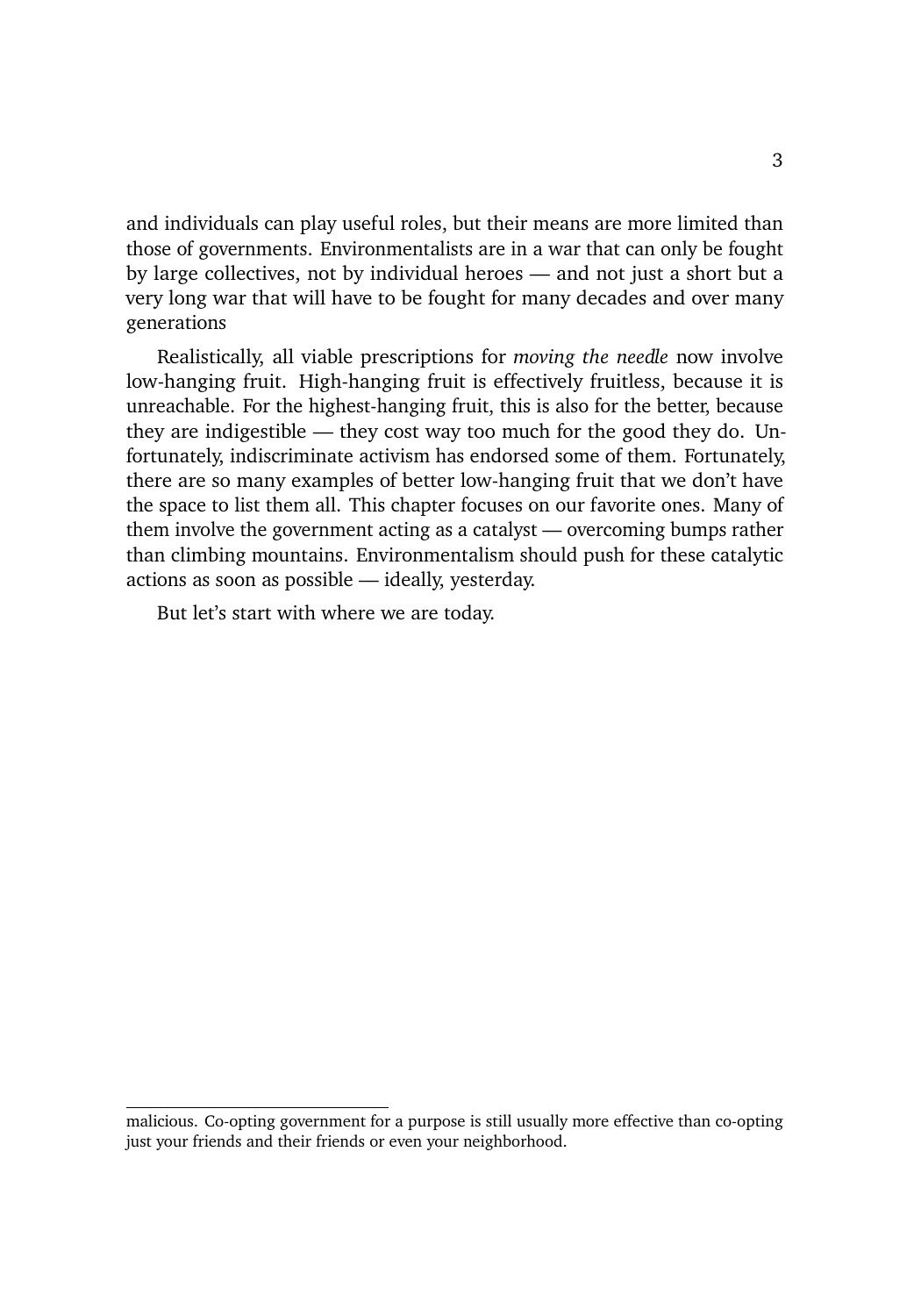and individuals can play useful roles, but their means are more limited than those of governments. Environmentalists are in a war that can only be fought by large collectives, not by individual heroes — and not just a short but a very long war that will have to be fought for many decades and over many generations

Realistically, all viable prescriptions for *moving the needle* now involve low-hanging fruit. High-hanging fruit is effectively fruitless, because it is unreachable. For the highest-hanging fruit, this is also for the better, because they are indigestible — they cost way too much for the good they do. Unfortunately, indiscriminate activism has endorsed some of them. Fortunately, there are so many examples of better low-hanging fruit that we don't have the space to list them all. This chapter focuses on our favorite ones. Many of them involve the government acting as a catalyst — overcoming bumps rather than climbing mountains. Environmentalism should push for these catalytic actions as soon as possible — ideally, yesterday.

But let's start with where we are today.

---

malicious. Co-opting government for a purpose is still usually more effective than co-opting just your friends and their friends or even your neighborhood.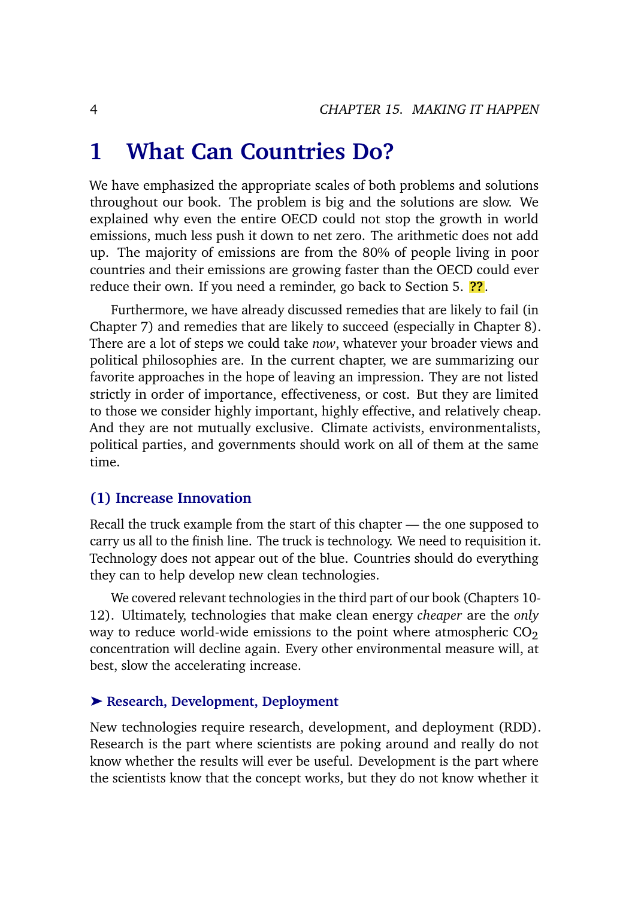# 1 What Can Countries Do?

We have emphasized the appropriate scales of both problems and solutions throughout our book. The problem is big and the solutions are slow. We explained why even the entire OECD could not stop the growth in world emissions, much less push it down to net zero. The arithmetic does not add up. The majority of emissions are from the 80% of people living in poor countries and their emissions are growing faster than the OECD could ever reduce their own. If you need a reminder, go back to Section 5. **??**.

Furthermore, we have already discussed remedies that are likely to fail (in Chapter 7) and remedies that are likely to succeed (especially in Chapter 8). There are a lot of steps we could take *now*, whatever your broader views and political philosophies are. In the current chapter, we are summarizing our favorite approaches in the hope of leaving an impression. They are not listed strictly in order of importance, effectiveness, or cost. But they are limited to those we consider highly important, highly effective, and relatively cheap. And they are not mutually exclusive. Climate activists, environmentalists, political parties, and governments should work on all of them at the same time.

### (1) Increase Innovation

Recall the truck example from the start of this chapter — the one supposed to carry us all to the finish line. The truck is technology. We need to requisition it. Technology does not appear out of the blue. Countries should do everything they can to help develop new clean technologies.

We covered relevant technologies in the third part of our book (Chapters 10-12). Ultimately, technologies that make clean energy *cheaper* are the *only* way to reduce world-wide emissions to the point where atmospheric $CO_2$ concentration will decline again. Every other environmental measure will, at best, slow the accelerating increase.

#### ➤ Research, Development, Deployment

New technologies require research, development, and deployment (RDD). Research is the part where scientists are poking around and really do not know whether the results will ever be useful. Development is the part where the scientists know that the concept works, but they do not know whether it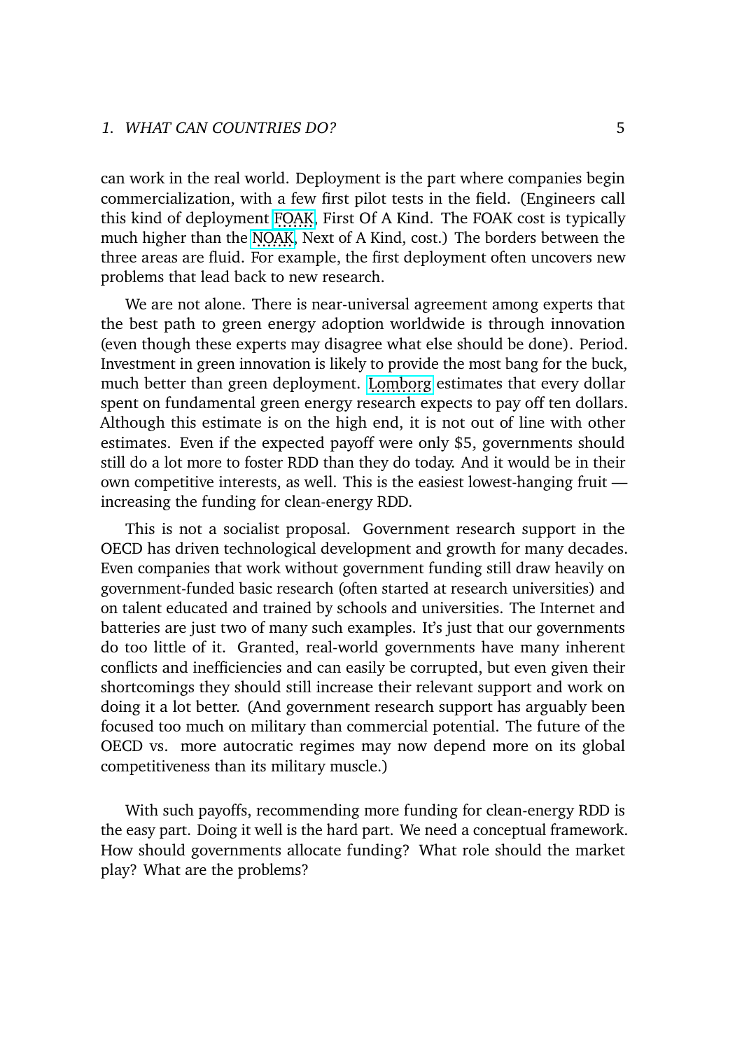can work in the real world. Deployment is the part where companies begin commercialization, with a few first pilot tests in the field. (Engineers call this kind of deployment FOAK, First Of A Kind. The FOAK cost is typically much higher than the NOAK, Next of A Kind, cost.) The borders between the three areas are fluid. For example, the first deployment often uncovers new problems that lead back to new research.

We are not alone. There is near-universal agreement among experts that the best path to green energy adoption worldwide is through innovation (even though these experts may disagree what else should be done). Period. Investment in green innovation is likely to provide the most bang for the buck, much better than green deployment. Lomborg estimates that every dollar spent on fundamental green energy research expects to pay off ten dollars. Although this estimate is on the high end, it is not out of line with other estimates. Even if the expected payoff were only \$5, governments should still do a lot more to foster RDD than they do today. And it would be in their own competitive interests, as well. This is the easiest lowest-hanging fruit — increasing the funding for clean-energy RDD.

This is not a socialist proposal. Government research support in the OECD has driven technological development and growth for many decades. Even companies that work without government funding still draw heavily on government-funded basic research (often started at research universities) and on talent educated and trained by schools and universities. The Internet and batteries are just two of many such examples. It's just that our governments do too little of it. Granted, real-world governments have many inherent conflicts and inefficiencies and can easily be corrupted, but even given their shortcomings they should still increase their relevant support and work on doing it a lot better. (And government research support has arguably been focused too much on military than commercial potential. The future of the OECD vs. more autocratic regimes may now depend more on its global competitiveness than its military muscle.)

With such payoffs, recommending more funding for clean-energy RDD is the easy part. Doing it well is the hard part. We need a conceptual framework. How should governments allocate funding? What role should the market play? What are the problems?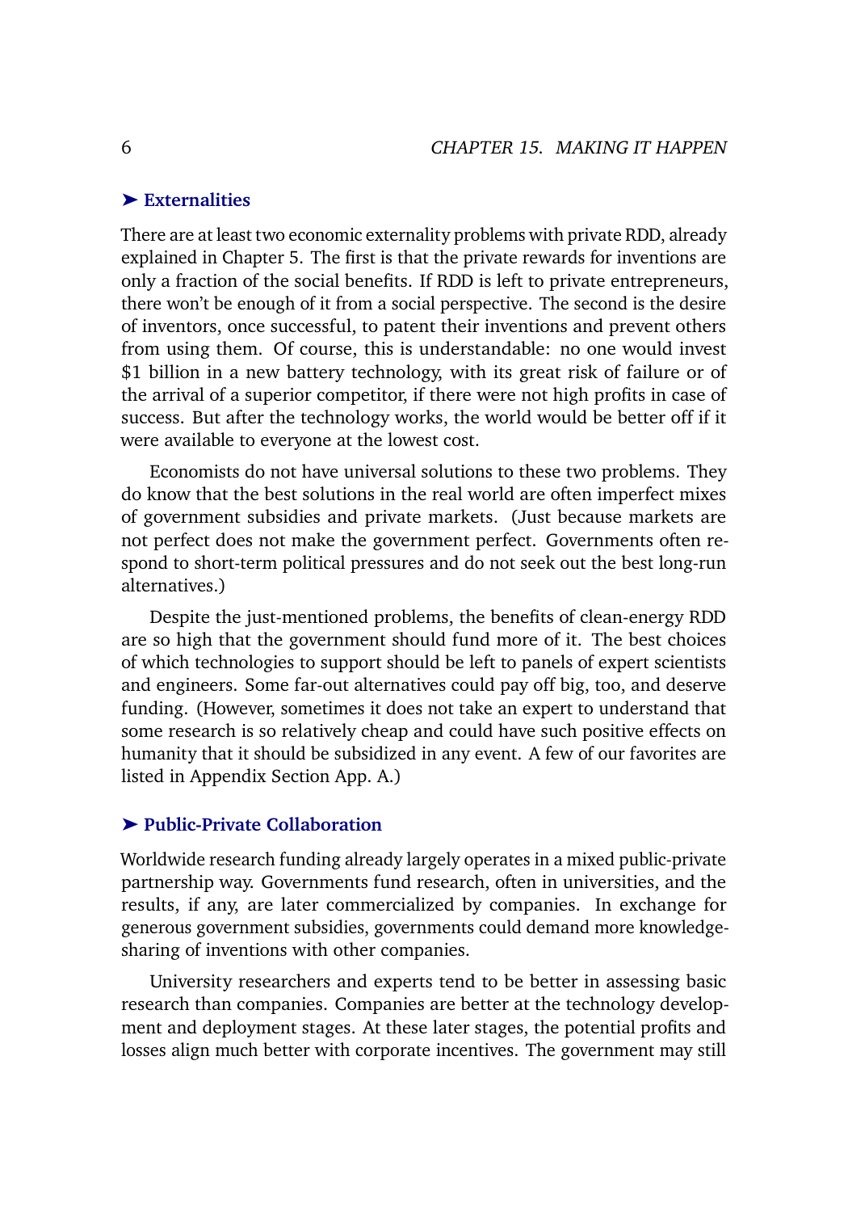### ➤ Externalities

There are at least two economic externality problems with private RDD, already explained in Chapter 5. The first is that the private rewards for inventions are only a fraction of the social benefits. If RDD is left to private entrepreneurs, there won't be enough of it from a social perspective. The second is the desire of inventors, once successful, to patent their inventions and prevent others from using them. Of course, this is understandable: no one would invest $1 billion in a new battery technology, with its great risk of failure or of the arrival of a superior competitor, if there were not high profits in case of success. But after the technology works, the world would be better off if it were available to everyone at the lowest cost.

Economists do not have universal solutions to these two problems. They do know that the best solutions in the real world are often imperfect mixes of government subsidies and private markets. (Just because markets are not perfect does not make the government perfect. Governments often respond to short-term political pressures and do not seek out the best long-run alternatives.)

Despite the just-mentioned problems, the benefits of clean-energy RDD are so high that the government should fund more of it. The best choices of which technologies to support should be left to panels of expert scientists and engineers. Some far-out alternatives could pay off big, too, and deserve funding. (However, sometimes it does not take an expert to understand that some research is so relatively cheap and could have such positive effects on humanity that it should be subsidized in any event. A few of our favorites are listed in Appendix Section App. A.)

### ➤ Public-Private Collaboration

Worldwide research funding already largely operates in a mixed public-private partnership way. Governments fund research, often in universities, and the results, if any, are later commercialized by companies. In exchange for generous government subsidies, governments could demand more knowledge-sharing of inventions with other companies.

University researchers and experts tend to be better in assessing basic research than companies. Companies are better at the technology development and deployment stages. At these later stages, the potential profits and losses align much better with corporate incentives. The government may still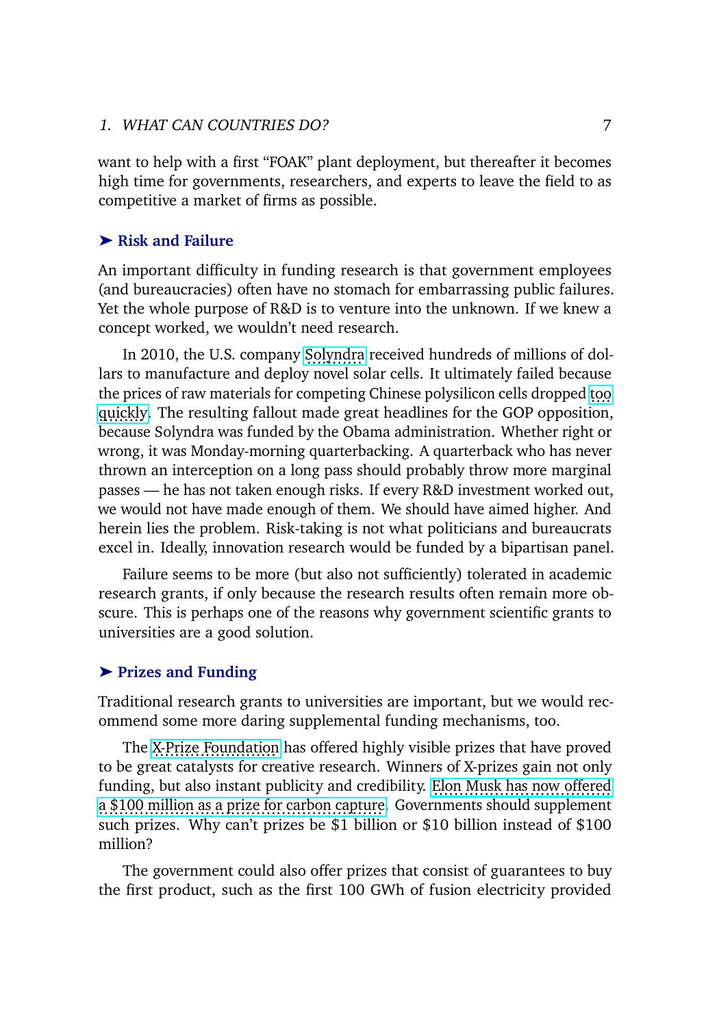want to help with a first "FOAK" plant deployment, but thereafter it becomes high time for governments, researchers, and experts to leave the field to as competitive a market of firms as possible.

### ➤ Risk and Failure

An important difficulty in funding research is that government employees (and bureaucracies) often have no stomach for embarrassing public failures. Yet the whole purpose of R&D is to venture into the unknown. If we knew a concept worked, we wouldn't need research.

In 2010, the U.S. company Solyndra received hundreds of millions of dollars to manufacture and deploy novel solar cells. It ultimately failed because the prices of raw materials for competing Chinese polysilicon cells dropped too quickly. The resulting fallout made great headlines for the GOP opposition, because Solyndra was funded by the Obama administration. Whether right or wrong, it was Monday-morning quarterbacking. A quarterback who has never thrown an interception on a long pass should probably throw more marginal passes — he has not taken enough risks. If every R&D investment worked out, we would not have made enough of them. We should have aimed higher. And herein lies the problem. Risk-taking is not what politicians and bureaucrats excel in. Ideally, innovation research would be funded by a bipartisan panel.

Failure seems to be more (but also not sufficiently) tolerated in academic research grants, if only because the research results often remain more obscure. This is perhaps one of the reasons why government scientific grants to universities are a good solution.

### ➤ Prizes and Funding

Traditional research grants to universities are important, but we would recommend some more daring supplemental funding mechanisms, too.

The X-Prize Foundation has offered highly visible prizes that have proved to be great catalysts for creative research. Winners of X-prizes gain not only funding, but also instant publicity and credibility. Elon Musk has now offered a $100 million as a prize for carbon capture. Governments should supplement such prizes. Why can't prizes be $1 billion or $10 billion instead of $100 million?

The government could also offer prizes that consist of guarantees to buy the first product, such as the first 100 GWh of fusion electricity provided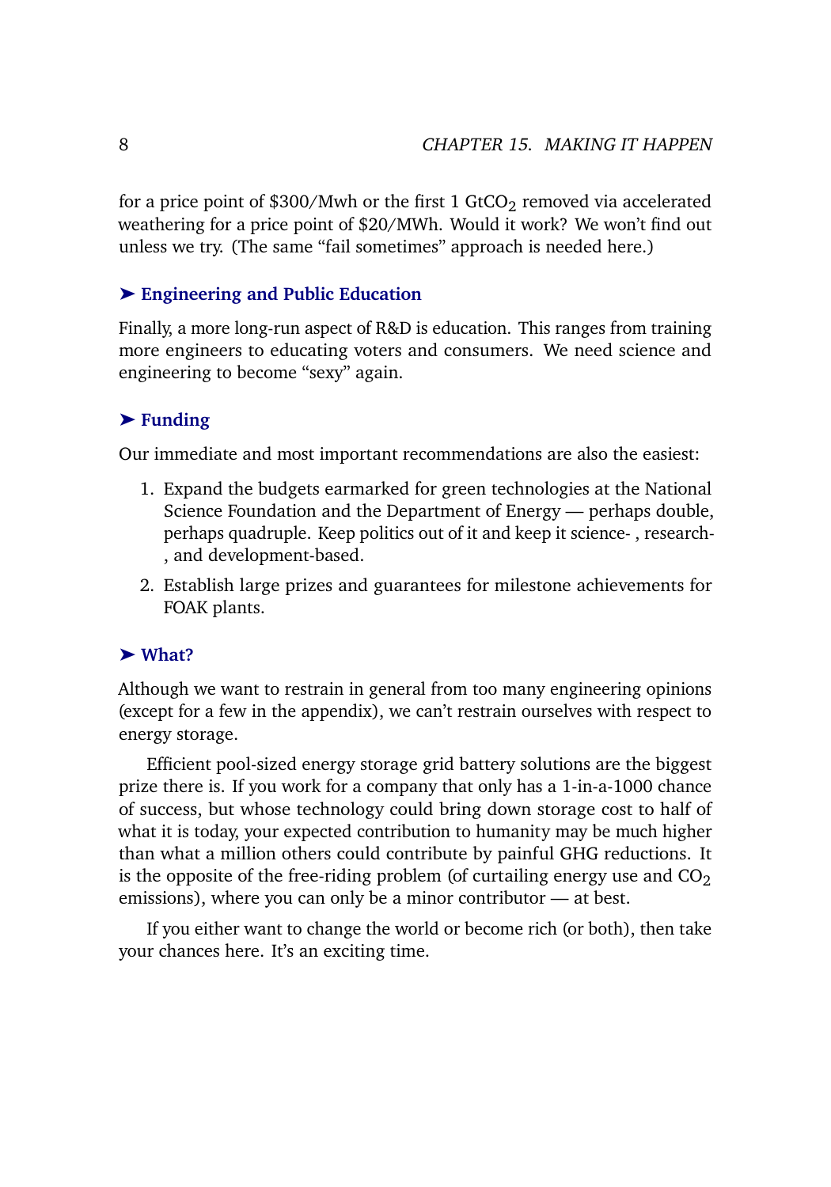for a price point of \$300/Mwh or the first 1 $GtCO_2$ removed via accelerated weathering for a price point of \$20/MWh. Would it work? We won't find out unless we try. (The same "fail sometimes" approach is needed here.)

### ➤ Engineering and Public Education

Finally, a more long-run aspect of R&D is education. This ranges from training more engineers to educating voters and consumers. We need science and engineering to become "sexy" again.

### ➤ Funding

Our immediate and most important recommendations are also the easiest:

1. Expand the budgets earmarked for green technologies at the National Science Foundation and the Department of Energy — perhaps double, perhaps quadruple. Keep politics out of it and keep it science- , research- , and development-based.
2. Establish large prizes and guarantees for milestone achievements for FOAK plants.

### ➤ What?

Although we want to restrain in general from too many engineering opinions (except for a few in the appendix), we can't restrain ourselves with respect to energy storage.

Efficient pool-sized energy storage grid battery solutions are the biggest prize there is. If you work for a company that only has a 1-in-a-1000 chance of success, but whose technology could bring down storage cost to half of what it is today, your expected contribution to humanity may be much higher than what a million others could contribute by painful GHG reductions. It is the opposite of the free-riding problem (of curtailing energy use and $CO_2$ emissions), where you can only be a minor contributor — at best.

If you either want to change the world or become rich (or both), then take your chances here. It's an exciting time.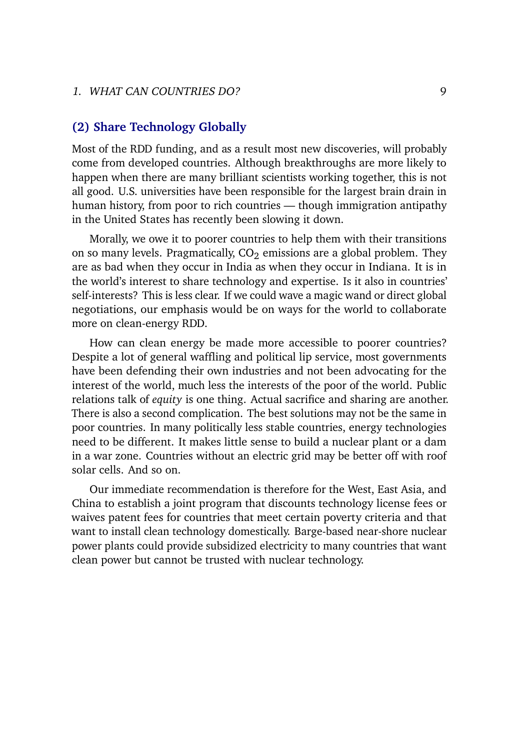### (2) Share Technology Globally

Most of the RDD funding, and as a result most new discoveries, will probably come from developed countries. Although breakthroughs are more likely to happen when there are many brilliant scientists working together, this is not all good. U.S. universities have been responsible for the largest brain drain in human history, from poor to rich countries — though immigration antipathy in the United States has recently been slowing it down.

Morally, we owe it to poorer countries to help them with their transitions on so many levels. Pragmatically, $CO_2$ emissions are a global problem. They are as bad when they occur in India as when they occur in Indiana. It is in the world's interest to share technology and expertise. Is it also in countries' self-interests? This is less clear. If we could wave a magic wand or direct global negotiations, our emphasis would be on ways for the world to collaborate more on clean-energy RDD.

How can clean energy be made more accessible to poorer countries? Despite a lot of general waffling and political lip service, most governments have been defending their own industries and not been advocating for the interest of the world, much less the interests of the poor of the world. Public relations talk of *equity* is one thing. Actual sacrifice and sharing are another. There is also a second complication. The best solutions may not be the same in poor countries. In many politically less stable countries, energy technologies need to be different. It makes little sense to build a nuclear plant or a dam in a war zone. Countries without an electric grid may be better off with roof solar cells. And so on.

Our immediate recommendation is therefore for the West, East Asia, and China to establish a joint program that discounts technology license fees or waives patent fees for countries that meet certain poverty criteria and that want to install clean technology domestically. Barge-based near-shore nuclear power plants could provide subsidized electricity to many countries that want clean power but cannot be trusted with nuclear technology.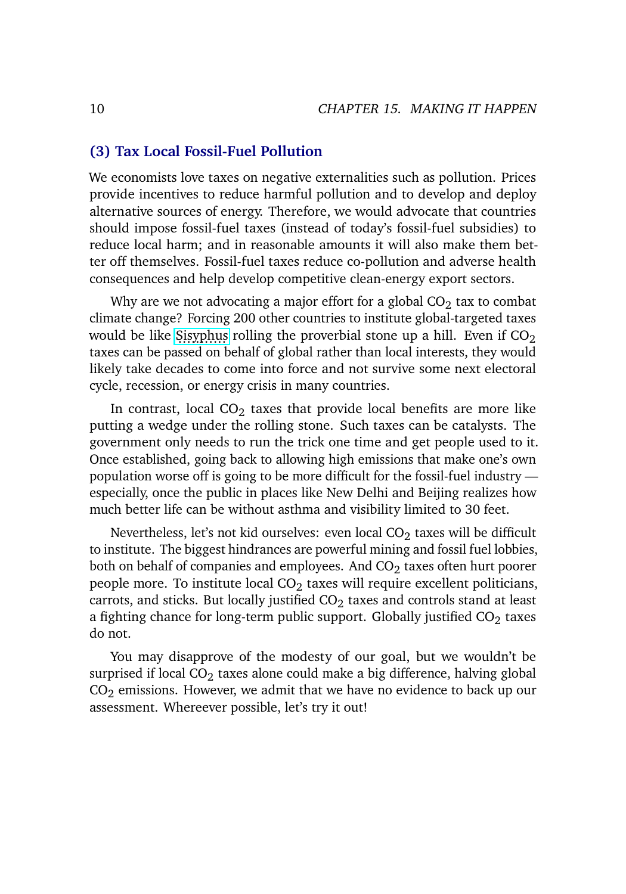### (3) Tax Local Fossil-Fuel Pollution

We economists love taxes on negative externalities such as pollution. Prices provide incentives to reduce harmful pollution and to develop and deploy alternative sources of energy. Therefore, we would advocate that countries should impose fossil-fuel taxes (instead of today's fossil-fuel subsidies) to reduce local harm; and in reasonable amounts it will also make them better off themselves. Fossil-fuel taxes reduce co-pollution and adverse health consequences and help develop competitive clean-energy export sectors.

Why are we not advocating a major effort for a global $CO_2$ tax to combat climate change? Forcing 200 other countries to institute global-targeted taxes would be like Sisyphus rolling the proverbial stone up a hill. Even if $CO_2$ taxes can be passed on behalf of global rather than local interests, they would likely take decades to come into force and not survive some next electoral cycle, recession, or energy crisis in many countries.

In contrast, local $CO_2$ taxes that provide local benefits are more like putting a wedge under the rolling stone. Such taxes can be catalysts. The government only needs to run the trick one time and get people used to it. Once established, going back to allowing high emissions that make one's own population worse off is going to be more difficult for the fossil-fuel industry — especially, once the public in places like New Delhi and Beijing realizes how much better life can be without asthma and visibility limited to 30 feet.

Nevertheless, let's not kid ourselves: even local $CO_2$ taxes will be difficult to institute. The biggest hindrances are powerful mining and fossil fuel lobbies, both on behalf of companies and employees. And $CO_2$ taxes often hurt poorer people more. To institute local $CO_2$ taxes will require excellent politicians, carrots, and sticks. But locally justified $CO_2$ taxes and controls stand at least a fighting chance for long-term public support. Globally justified $CO_2$ taxes do not.

You may disapprove of the modesty of our goal, but we wouldn't be surprised if local $CO_2$ taxes alone could make a big difference, halving global $CO_2$ emissions. However, we admit that we have no evidence to back up our assessment. Whereever possible, let's try it out!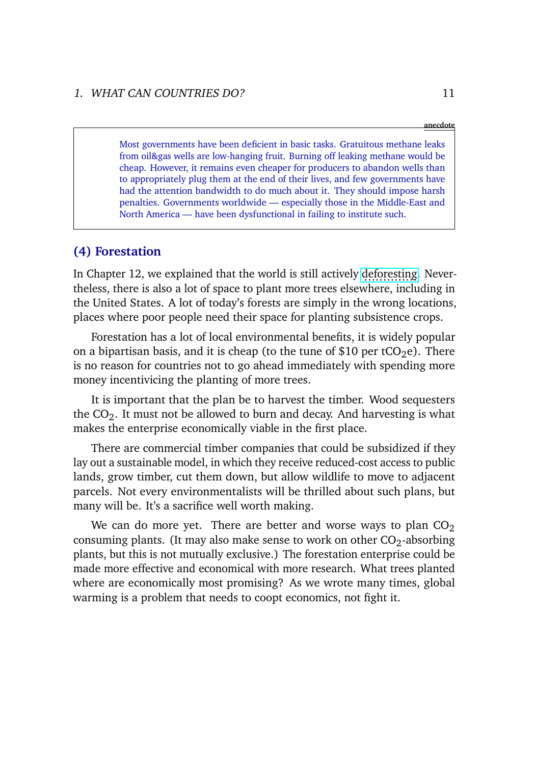anecdote

> Most governments have been deficient in basic tasks. Gratuitous methane leaks from oil&gas wells are low-hanging fruit. Burning off leaking methane would be cheap. However, it remains even cheaper for producers to abandon wells than to appropriately plug them at the end of their lives, and few governments have had the attention bandwidth to do much about it. They should impose harsh penalties. Governments worldwide — especially those in the Middle-East and North America — have been dysfunctional in failing to institute such.

### (4) Forestation

In Chapter 12, we explained that the world is still actively deforesting. Nevertheless, there is also a lot of space to plant more trees elsewhere, including in the United States. A lot of today's forests are simply in the wrong locations, places where poor people need their space for planting subsistence crops.

Forestation has a lot of local environmental benefits, it is widely popular on a bipartisan basis, and it is cheap (to the tune of $10 per t$CO_2$e). There is no reason for countries not to go ahead immediately with spending more money incentivicing the planting of more trees.

It is important that the plan be to harvest the timber. Wood sequesters the $CO_2$. It must not be allowed to burn and decay. And harvesting is what makes the enterprise economically viable in the first place.

There are commercial timber companies that could be subsidized if they lay out a sustainable model, in which they receive reduced-cost access to public lands, grow timber, cut them down, but allow wildlife to move to adjacent parcels. Not every environmentalists will be thrilled about such plans, but many will be. It's a sacrifice well worth making.

We can do more yet. There are better and worse ways to plan $CO_2$ consuming plants. (It may also make sense to work on other $CO_2$-absorbing plants, but this is not mutually exclusive.) The forestation enterprise could be made more effective and economical with more research. What trees planted where are economically most promising? As we wrote many times, global warming is a problem that needs to coopt economics, not fight it.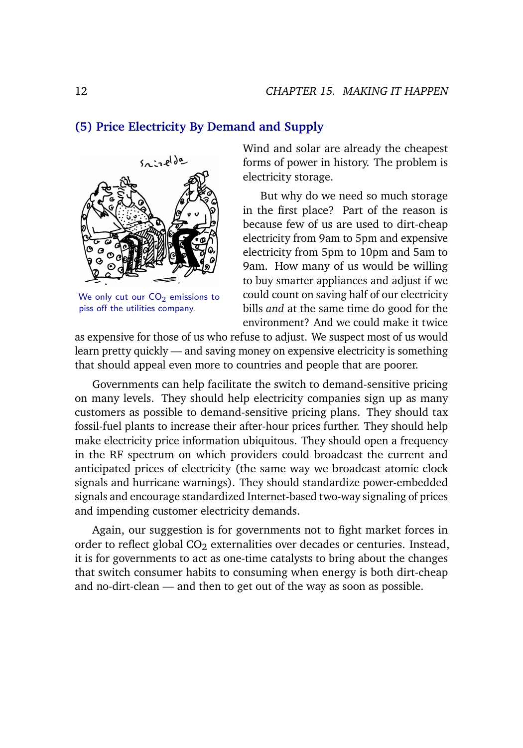## (5) Price Electricity By Demand and Supply

We only cut our $CO_2$ emissions to piss off the utilities company.

Wind and solar are already the cheapest forms of power in history. The problem is electricity storage.

But why do we need so much storage in the first place? Part of the reason is because few of us are used to dirt-cheap electricity from 9am to 5pm and expensive electricity from 5pm to 10pm and 5am to 9am. How many of us would be willing to buy smarter appliances and adjust if we could count on saving half of our electricity bills *and* at the same time do good for the environment? And we could make it twice as expensive for those of us who refuse to adjust. We suspect most of us would learn pretty quickly — and saving money on expensive electricity is something that should appeal even more to countries and people that are poorer.

Governments can help facilitate the switch to demand-sensitive pricing on many levels. They should help electricity companies sign up as many customers as possible to demand-sensitive pricing plans. They should tax fossil-fuel plants to increase their after-hour prices further. They should help make electricity price information ubiquitous. They should open a frequency in the RF spectrum on which providers could broadcast the current and anticipated prices of electricity (the same way we broadcast atomic clock signals and hurricane warnings). They should standardize power-embedded signals and encourage standardized Internet-based two-way signaling of prices and impending customer electricity demands.

Again, our suggestion is for governments not to fight market forces in order to reflect global $CO_2$ externalities over decades or centuries. Instead, it is for governments to act as one-time catalysts to bring about the changes that switch consumer habits to consuming when energy is both dirt-cheap and no-dirt-clean — and then to get out of the way as soon as possible.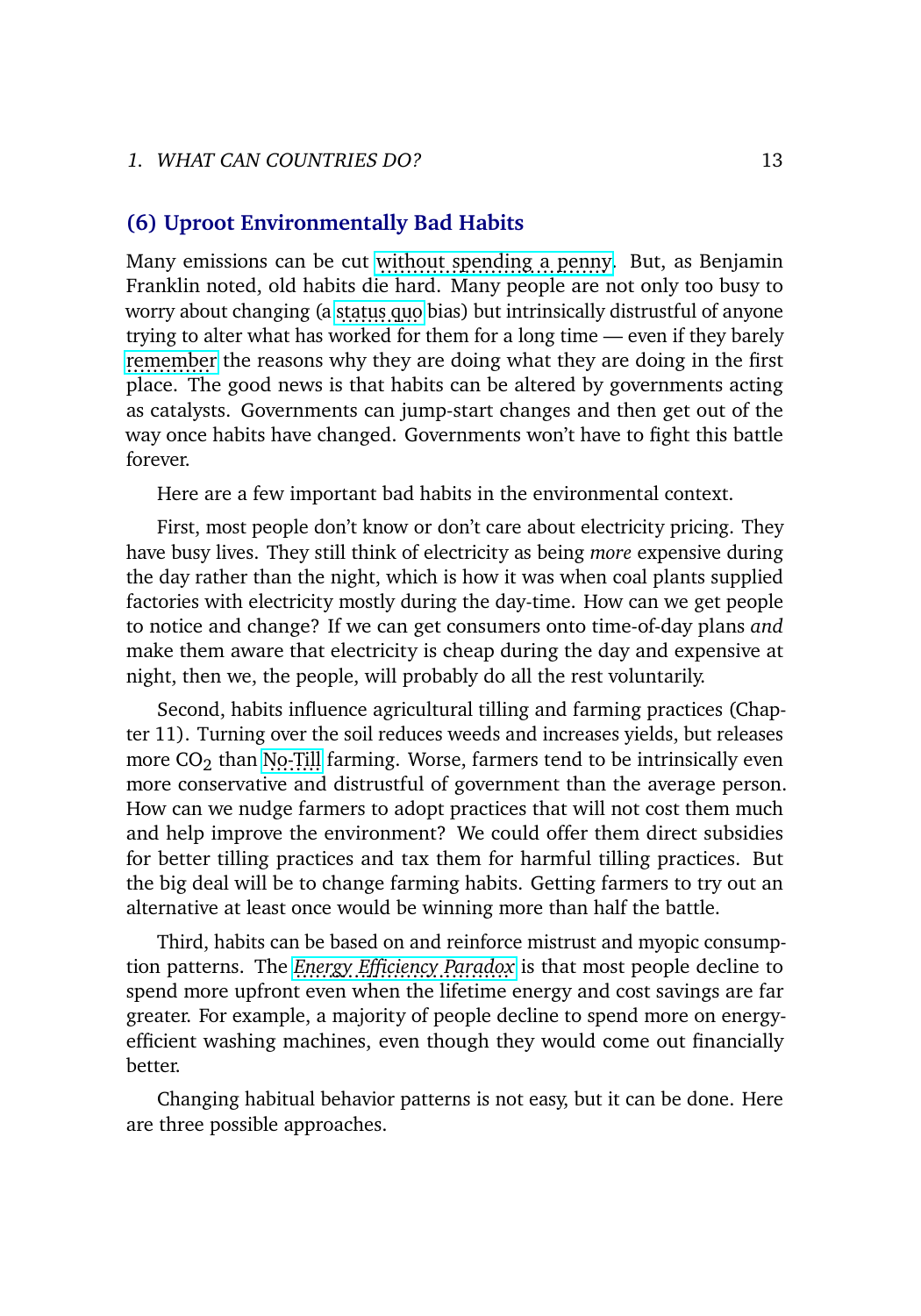### (6) Uproot Environmentally Bad Habits

Many emissions can be cut without spending a penny. But, as Benjamin Franklin noted, old habits die hard. Many people are not only too busy to worry about changing (a status quo bias) but intrinsically distrustful of anyone trying to alter what has worked for them for a long time — even if they barely remember the reasons why they are doing what they are doing in the first place. The good news is that habits can be altered by governments acting as catalysts. Governments can jump-start changes and then get out of the way once habits have changed. Governments won't have to fight this battle forever.

Here are a few important bad habits in the environmental context.

First, most people don't know or don't care about electricity pricing. They have busy lives. They still think of electricity as being *more* expensive during the day rather than the night, which is how it was when coal plants supplied factories with electricity mostly during the day-time. How can we get people to notice and change? If we can get consumers onto time-of-day plans *and* make them aware that electricity is cheap during the day and expensive at night, then we, the people, will probably do all the rest voluntarily.

Second, habits influence agricultural tilling and farming practices (Chapter 11). Turning over the soil reduces weeds and increases yields, but releases more $CO_2$ than No-Till farming. Worse, farmers tend to be intrinsically even more conservative and distrustful of government than the average person. How can we nudge farmers to adopt practices that will not cost them much and help improve the environment? We could offer them direct subsidies for better tilling practices and tax them for harmful tilling practices. But the big deal will be to change farming habits. Getting farmers to try out an alternative at least once would be winning more than half the battle.

Third, habits can be based on and reinforce mistrust and myopic consumption patterns. The *Energy Efficiency Paradox* is that most people decline to spend more upfront even when the lifetime energy and cost savings are far greater. For example, a majority of people decline to spend more on energy-efficient washing machines, even though they would come out financially better.

Changing habitual behavior patterns is not easy, but it can be done. Here are three possible approaches.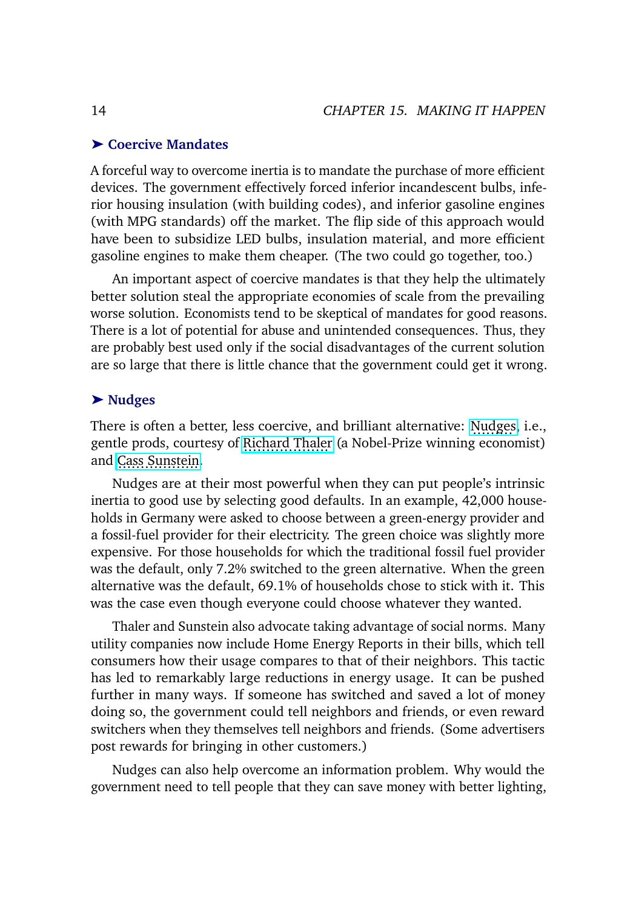### ➤ Coercive Mandates

A forceful way to overcome inertia is to mandate the purchase of more efficient devices. The government effectively forced inferior incandescent bulbs, inferior housing insulation (with building codes), and inferior gasoline engines (with MPG standards) off the market. The flip side of this approach would have been to subsidize LED bulbs, insulation material, and more efficient gasoline engines to make them cheaper. (The two could go together, too.)

An important aspect of coercive mandates is that they help the ultimately better solution steal the appropriate economies of scale from the prevailing worse solution. Economists tend to be skeptical of mandates for good reasons. There is a lot of potential for abuse and unintended consequences. Thus, they are probably best used only if the social disadvantages of the current solution are so large that there is little chance that the government could get it wrong.

### ➤ Nudges

There is often a better, less coercive, and brilliant alternative: Nudges, i.e., gentle prods, courtesy of Richard Thaler (a Nobel-Prize winning economist) and Cass Sunstein.

Nudges are at their most powerful when they can put people's intrinsic inertia to good use by selecting good defaults. In an example, 42,000 households in Germany were asked to choose between a green-energy provider and a fossil-fuel provider for their electricity. The green choice was slightly more expensive. For those households for which the traditional fossil fuel provider was the default, only 7.2% switched to the green alternative. When the green alternative was the default, 69.1% of households chose to stick with it. This was the case even though everyone could choose whatever they wanted.

Thaler and Sunstein also advocate taking advantage of social norms. Many utility companies now include Home Energy Reports in their bills, which tell consumers how their usage compares to that of their neighbors. This tactic has led to remarkably large reductions in energy usage. It can be pushed further in many ways. If someone has switched and saved a lot of money doing so, the government could tell neighbors and friends, or even reward switchers when they themselves tell neighbors and friends. (Some advertisers post rewards for bringing in other customers.)

Nudges can also help overcome an information problem. Why would the government need to tell people that they can save money with better lighting,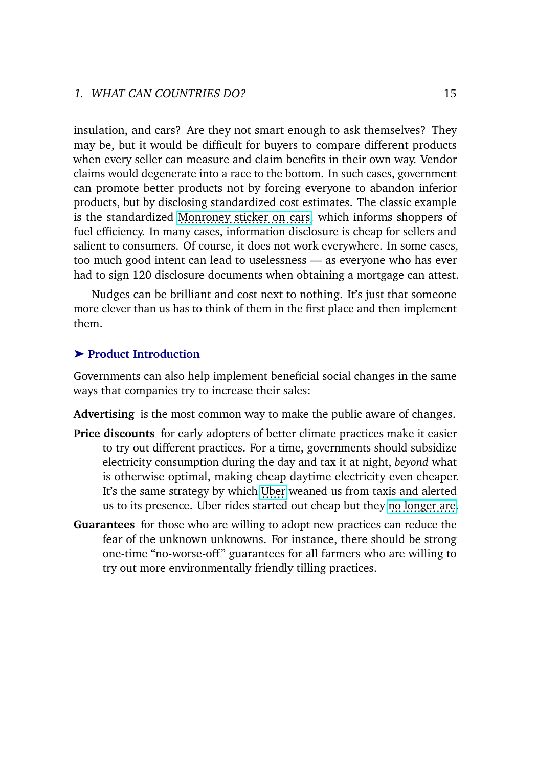insulation, and cars? Are they not smart enough to ask themselves? They may be, but it would be difficult for buyers to compare different products when every seller can measure and claim benefits in their own way. Vendor claims would degenerate into a race to the bottom. In such cases, government can promote better products not by forcing everyone to abandon inferior products, but by disclosing standardized cost estimates. The classic example is the standardized Monroney sticker on cars, which informs shoppers of fuel efficiency. In many cases, information disclosure is cheap for sellers and salient to consumers. Of course, it does not work everywhere. In some cases, too much good intent can lead to uselessness — as everyone who has ever had to sign 120 disclosure documents when obtaining a mortgage can attest.

Nudges can be brilliant and cost next to nothing. It's just that someone more clever than us has to think of them in the first place and then implement them.

### ➤ Product Introduction

Governments can also help implement beneficial social changes in the same ways that companies try to increase their sales:

**Advertising** is the most common way to make the public aware of changes.

**Price discounts** for early adopters of better climate practices make it easier to try out different practices. For a time, governments should subsidize electricity consumption during the day and tax it at night, *beyond* what is otherwise optimal, making cheap daytime electricity even cheaper. It's the same strategy by which Uber weaned us from taxis and alerted us to its presence. Uber rides started out cheap but they no longer are.

**Guarantees** for those who are willing to adopt new practices can reduce the fear of the unknown unknowns. For instance, there should be strong one-time "no-worse-off" guarantees for all farmers who are willing to try out more environmentally friendly tilling practices.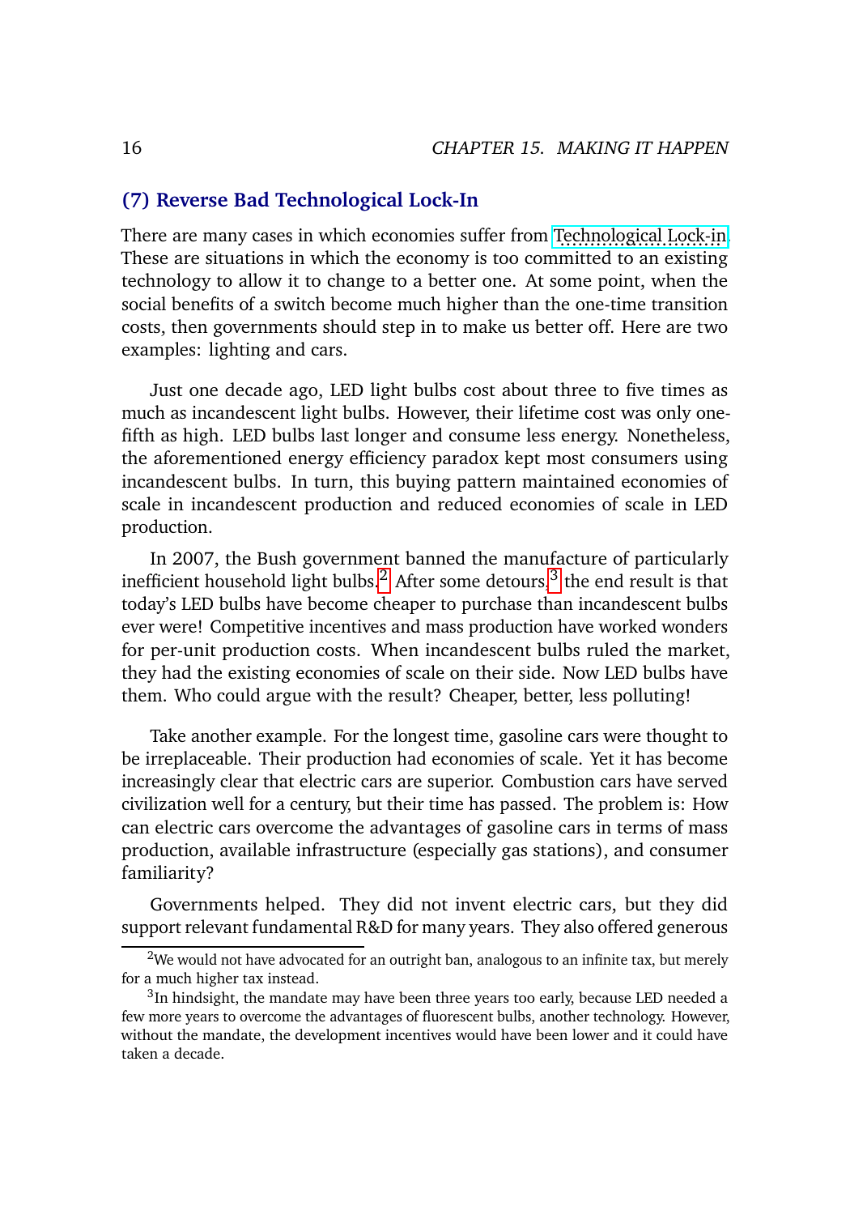## (7) Reverse Bad Technological Lock-In

There are many cases in which economies suffer from Technological Lock-in. These are situations in which the economy is too committed to an existing technology to allow it to change to a better one. At some point, when the social benefits of a switch become much higher than the one-time transition costs, then governments should step in to make us better off. Here are two examples: lighting and cars.

Just one decade ago, LED light bulbs cost about three to five times as much as incandescent light bulbs. However, their lifetime cost was only one-fifth as high. LED bulbs last longer and consume less energy. Nonetheless, the aforementioned energy efficiency paradox kept most consumers using incandescent bulbs. In turn, this buying pattern maintained economies of scale in incandescent production and reduced economies of scale in LED production.

In 2007, the Bush government banned the manufacture of particularly inefficient household light bulbs.[2] After some detours,[3] the end result is that today's LED bulbs have become cheaper to purchase than incandescent bulbs ever were! Competitive incentives and mass production have worked wonders for per-unit production costs. When incandescent bulbs ruled the market, they had the existing economies of scale on their side. Now LED bulbs have them. Who could argue with the result? Cheaper, better, less polluting!

Take another example. For the longest time, gasoline cars were thought to be irreplaceable. Their production had economies of scale. Yet it has become increasingly clear that electric cars are superior. Combustion cars have served civilization well for a century, but their time has passed. The problem is: How can electric cars overcome the advantages of gasoline cars in terms of mass production, available infrastructure (especially gas stations), and consumer familiarity?

Governments helped. They did not invent electric cars, but they did support relevant fundamental R&D for many years. They also offered generous

[2] We would not have advocated for an outright ban, analogous to an infinite tax, but merely for a much higher tax instead.

[3] In hindsight, the mandate may have been three years too early, because LED needed a few more years to overcome the advantages of fluorescent bulbs, another technology. However, without the mandate, the development incentives would have been lower and it could have taken a decade.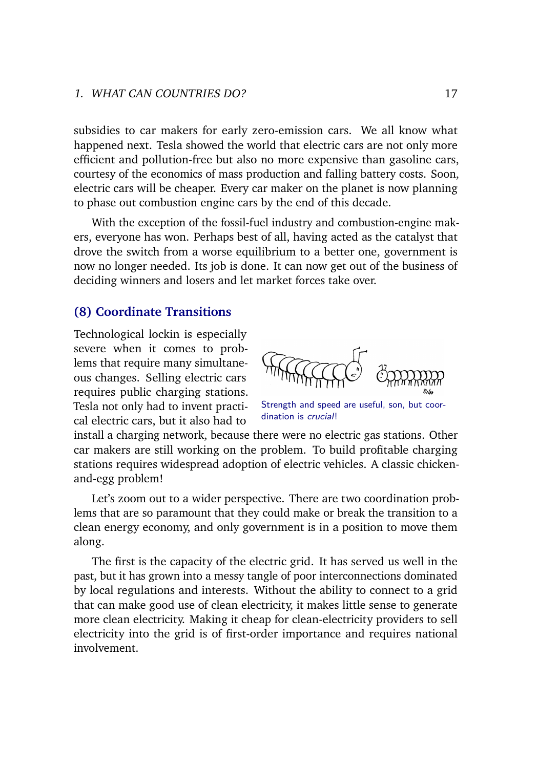subsidies to car makers for early zero-emission cars. We all know what happened next. Tesla showed the world that electric cars are not only more efficient and pollution-free but also no more expensive than gasoline cars, courtesy of the economics of mass production and falling battery costs. Soon, electric cars will be cheaper. Every car maker on the planet is now planning to phase out combustion engine cars by the end of this decade.

With the exception of the fossil-fuel industry and combustion-engine makers, everyone has won. Perhaps best of all, having acted as the catalyst that drove the switch from a worse equilibrium to a better one, government is now no longer needed. Its job is done. It can now get out of the business of deciding winners and losers and let market forces take over.

## (8) Coordinate Transitions

Technological lockin is especially severe when it comes to problems that require many simultaneous changes. Selling electric cars requires public charging stations. Tesla not only had to invent practical electric cars, but it also had to install a charging network, because there were no electric gas stations. Other car makers are still working on the problem. To build profitable charging stations requires widespread adoption of electric vehicles. A classic chicken-and-egg problem!

Strength and speed are useful, son, but coordination is *crucial*!

Let's zoom out to a wider perspective. There are two coordination problems that are so paramount that they could make or break the transition to a clean energy economy, and only government is in a position to move them along.

The first is the capacity of the electric grid. It has served us well in the past, but it has grown into a messy tangle of poor interconnections dominated by local regulations and interests. Without the ability to connect to a grid that can make good use of clean electricity, it makes little sense to generate more clean electricity. Making it cheap for clean-electricity providers to sell electricity into the grid is of first-order importance and requires national involvement.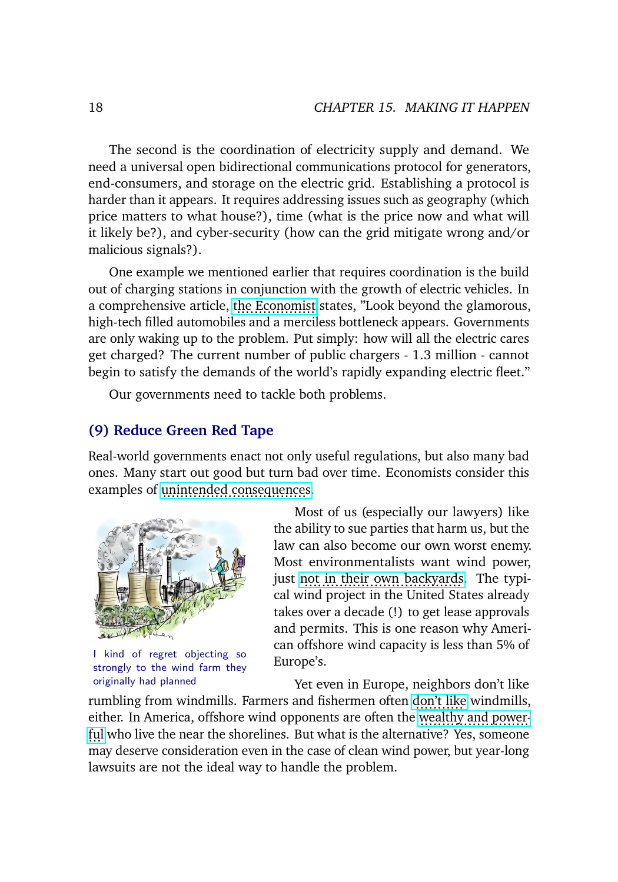The second is the coordination of electricity supply and demand. We need a universal open bidirectional communications protocol for generators, end-consumers, and storage on the electric grid. Establishing a protocol is harder than it appears. It requires addressing issues such as geography (which price matters to what house?), time (what is the price now and what will it likely be?), and cyber-security (how can the grid mitigate wrong and/or malicious signals?).

One example we mentioned earlier that requires coordination is the build out of charging stations in conjunction with the growth of electric vehicles. In a comprehensive article, the Economist states, "Look beyond the glamorous, high-tech filled automobiles and a merciless bottleneck appears. Governments are only waking up to the problem. Put simply: how will all the electric cares get charged? The current number of public chargers - 1.3 million - cannot begin to satisfy the demands of the world's rapidly expanding electric fleet."

Our governments need to tackle both problems.

### (9) Reduce Green Red Tape

Real-world governments enact not only useful regulations, but also many bad ones. Many start out good but turn bad over time. Economists consider this examples of unintended consequences.

I kind of regret objecting so strongly to the wind farm they originally had planned

Most of us (especially our lawyers) like the ability to sue parties that harm us, but the law can also become our own worst enemy. Most environmentalists want wind power, just not in their own backyards. The typical wind project in the United States already takes over a decade (!) to get lease approvals and permits. This is one reason why American offshore wind capacity is less than 5% of Europe's.

Yet even in Europe, neighbors don't like rumbling from windmills. Farmers and fishermen often don't like windmills, either. In America, offshore wind opponents are often the wealthy and powerful who live the near the shorelines. But what is the alternative? Yes, someone may deserve consideration even in the case of clean wind power, but year-long lawsuits are not the ideal way to handle the problem.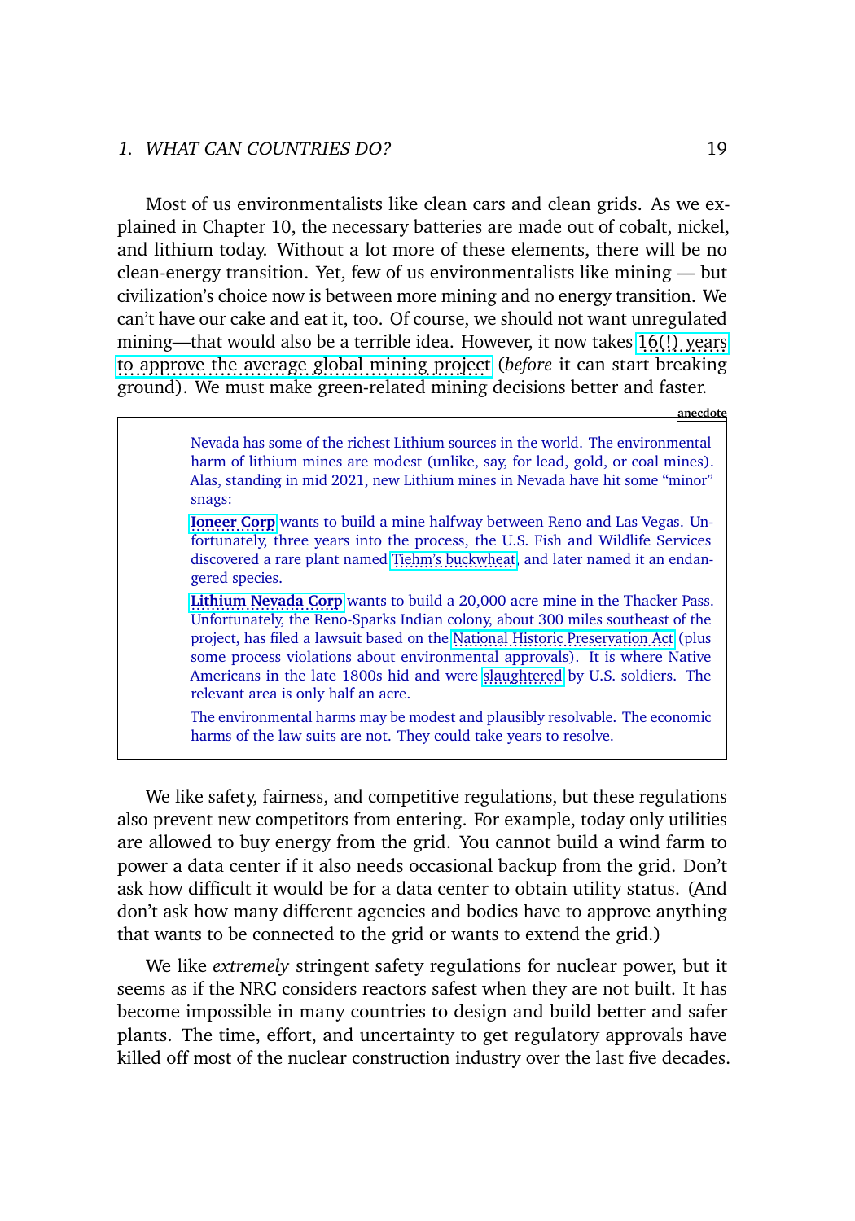Most of us environmentalists like clean cars and clean grids. As we explained in Chapter 10, the necessary batteries are made out of cobalt, nickel, and lithium today. Without a lot more of these elements, there will be no clean-energy transition. Yet, few of us environmentalists like mining — but civilization's choice now is between more mining and no energy transition. We can't have our cake and eat it, too. Of course, we should not want unregulated mining—that would also be a terrible idea. However, it now takes 16(!) years to approve the average global mining project (*before* it can start breaking ground). We must make green-related mining decisions better and faster.

**anecdote**

> Nevada has some of the richest Lithium sources in the world. The environmental harm of lithium mines are modest (unlike, say, for lead, gold, or coal mines). Alas, standing in mid 2021, new Lithium mines in Nevada have hit some "minor" snags:
>
> **Ioneer Corp** wants to build a mine halfway between Reno and Las Vegas. Unfortunately, three years into the process, the U.S. Fish and Wildlife Services discovered a rare plant named Tiehm's buckwheat, and later named it an endangered species.
>
> **Lithium Nevada Corp** wants to build a 20,000 acre mine in the Thacker Pass. Unfortunately, the Reno-Sparks Indian colony, about 300 miles southeast of the project, has filed a lawsuit based on the National Historic Preservation Act (plus some process violations about environmental approvals). It is where Native Americans in the late 1800s hid and were slaughtered by U.S. soldiers. The relevant area is only half an acre.
>
> The environmental harms may be modest and plausibly resolvable. The economic harms of the law suits are not. They could take years to resolve.

We like safety, fairness, and competitive regulations, but these regulations also prevent new competitors from entering. For example, today only utilities are allowed to buy energy from the grid. You cannot build a wind farm to power a data center if it also needs occasional backup from the grid. Don't ask how difficult it would be for a data center to obtain utility status. (And don't ask how many different agencies and bodies have to approve anything that wants to be connected to the grid or wants to extend the grid.)

We like *extremely* stringent safety regulations for nuclear power, but it seems as if the NRC considers reactors safest when they are not built. It has become impossible in many countries to design and build better and safer plants. The time, effort, and uncertainty to get regulatory approvals have killed off most of the nuclear construction industry over the last five decades.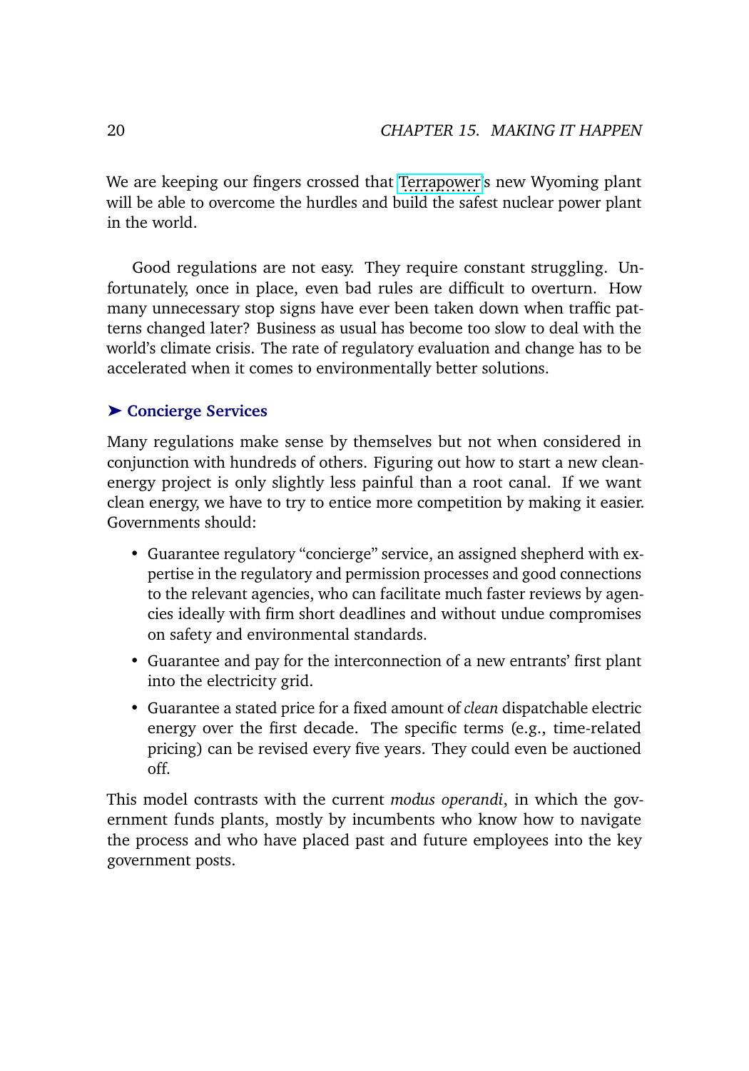We are keeping our fingers crossed that Terrapower's new Wyoming plant will be able to overcome the hurdles and build the safest nuclear power plant in the world.

Good regulations are not easy. They require constant struggling. Unfortunately, once in place, even bad rules are difficult to overturn. How many unnecessary stop signs have ever been taken down when traffic patterns changed later? Business as usual has become too slow to deal with the world's climate crisis. The rate of regulatory evaluation and change has to be accelerated when it comes to environmentally better solutions.

### ➤ Concierge Services

Many regulations make sense by themselves but not when considered in conjunction with hundreds of others. Figuring out how to start a new clean-energy project is only slightly less painful than a root canal. If we want clean energy, we have to try to entice more competition by making it easier. Governments should:

- Guarantee regulatory "concierge" service, an assigned shepherd with expertise in the regulatory and permission processes and good connections to the relevant agencies, who can facilitate much faster reviews by agencies ideally with firm short deadlines and without undue compromises on safety and environmental standards.
- Guarantee and pay for the interconnection of a new entrants' first plant into the electricity grid.
- Guarantee a stated price for a fixed amount of *clean* dispatchable electric energy over the first decade. The specific terms (e.g., time-related pricing) can be revised every five years. They could even be auctioned off.

This model contrasts with the current *modus operandi*, in which the government funds plants, mostly by incumbents who know how to navigate the process and who have placed past and future employees into the key government posts.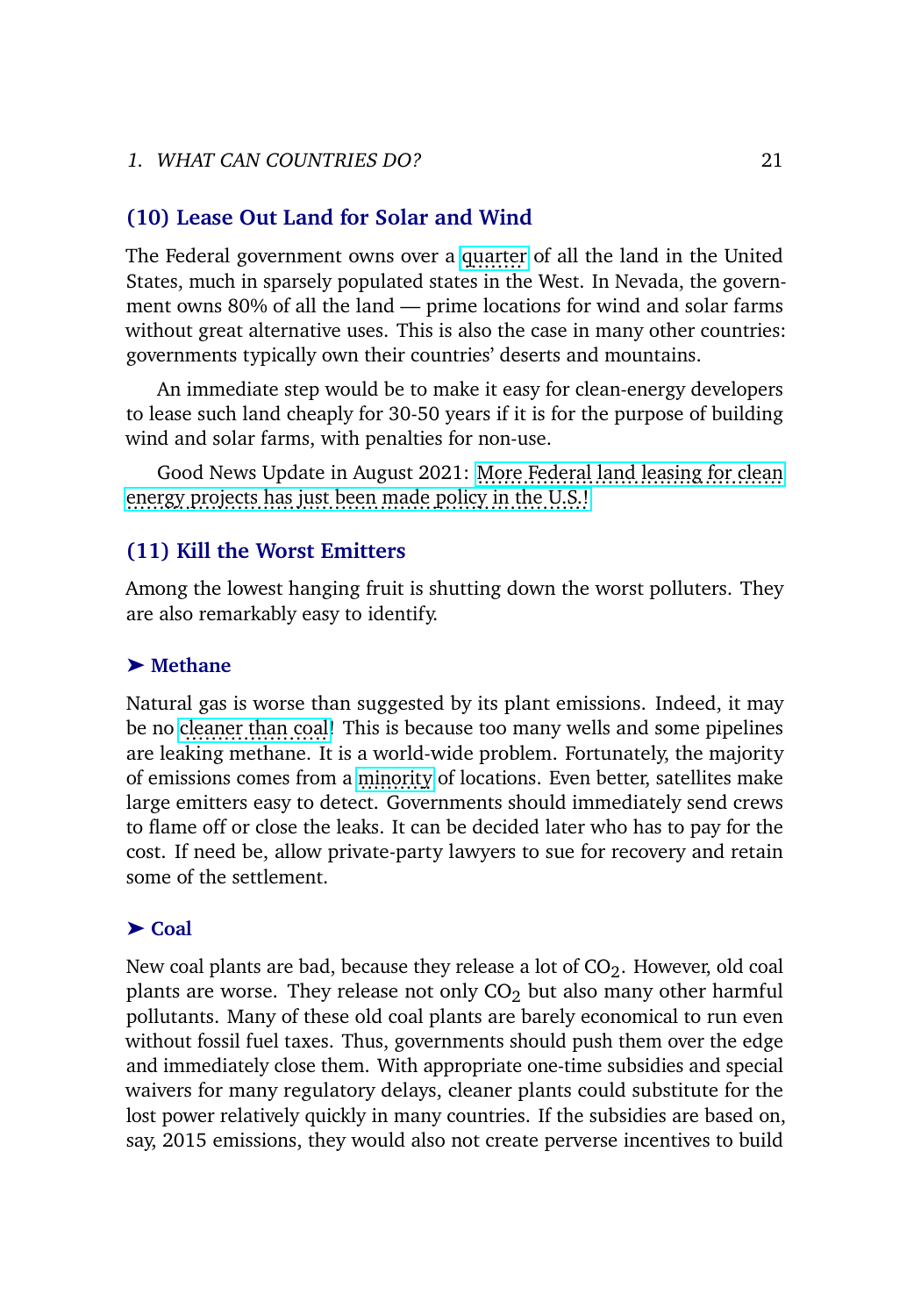## (10) Lease Out Land for Solar and Wind

The Federal government owns over a quarter of all the land in the United States, much in sparsely populated states in the West. In Nevada, the government owns 80% of all the land — prime locations for wind and solar farms without great alternative uses. This is also the case in many other countries: governments typically own their countries' deserts and mountains.

An immediate step would be to make it easy for clean-energy developers to lease such land cheaply for 30-50 years if it is for the purpose of building wind and solar farms, with penalties for non-use.

Good News Update in August 2021: More Federal land leasing for clean energy projects has just been made policy in the U.S.!

## (11) Kill the Worst Emitters

Among the lowest hanging fruit is shutting down the worst polluters. They are also remarkably easy to identify.

### ➤ Methane

Natural gas is worse than suggested by its plant emissions. Indeed, it may be no cleaner than coal! This is because too many wells and some pipelines are leaking methane. It is a world-wide problem. Fortunately, the majority of emissions comes from a minority of locations. Even better, satellites make large emitters easy to detect. Governments should immediately send crews to flame off or close the leaks. It can be decided later who has to pay for the cost. If need be, allow private-party lawyers to sue for recovery and retain some of the settlement.

### ➤ Coal

New coal plants are bad, because they release a lot of $CO_2$. However, old coal plants are worse. They release not only $CO_2$ but also many other harmful pollutants. Many of these old coal plants are barely economical to run even without fossil fuel taxes. Thus, governments should push them over the edge and immediately close them. With appropriate one-time subsidies and special waivers for many regulatory delays, cleaner plants could substitute for the lost power relatively quickly in many countries. If the subsidies are based on, say, 2015 emissions, they would also not create perverse incentives to build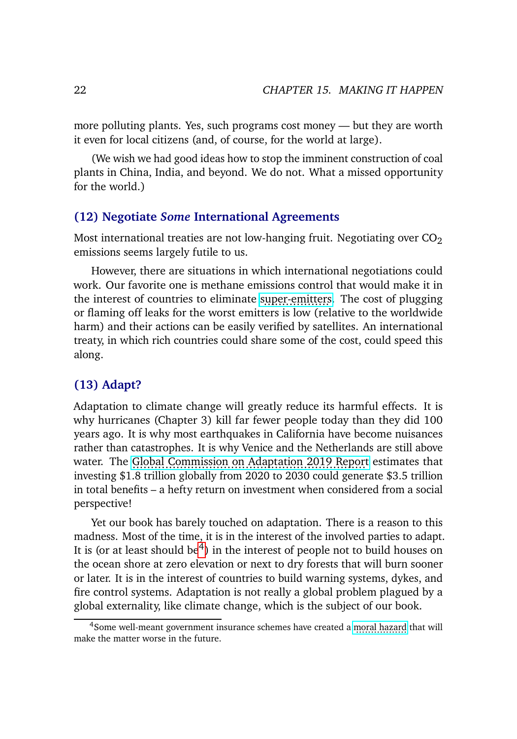more polluting plants. Yes, such programs cost money — but they are worth it even for local citizens (and, of course, for the world at large).

(We wish we had good ideas how to stop the imminent construction of coal plants in China, India, and beyond. We do not. What a missed opportunity for the world.)

### (12) Negotiate *Some* International Agreements

Most international treaties are not low-hanging fruit. Negotiating over $CO_2$ emissions seems largely futile to us.

However, there are situations in which international negotiations could work. Our favorite one is methane emissions control that would make it in the interest of countries to eliminate super-emitters. The cost of plugging or flaming off leaks for the worst emitters is low (relative to the worldwide harm) and their actions can be easily verified by satellites. An international treaty, in which rich countries could share some of the cost, could speed this along.

### (13) Adapt?

Adaptation to climate change will greatly reduce its harmful effects. It is why hurricanes (Chapter 3) kill far fewer people today than they did 100 years ago. It is why most earthquakes in California have become nuisances rather than catastrophes. It is why Venice and the Netherlands are still above water. The Global Commission on Adaptation 2019 Report estimates that investing $1.8 trillion globally from 2020 to 2030 could generate $3.5 trillion in total benefits – a hefty return on investment when considered from a social perspective!

Yet our book has barely touched on adaptation. There is a reason to this madness. Most of the time, it is in the interest of the involved parties to adapt. It is (or at least should be[4]) in the interest of people not to build houses on the ocean shore at zero elevation or next to dry forests that will burn sooner or later. It is in the interest of countries to build warning systems, dykes, and fire control systems. Adaptation is not really a global problem plagued by a global externality, like climate change, which is the subject of our book.

---

[4] Some well-meant government insurance schemes have created a moral hazard that will make the matter worse in the future.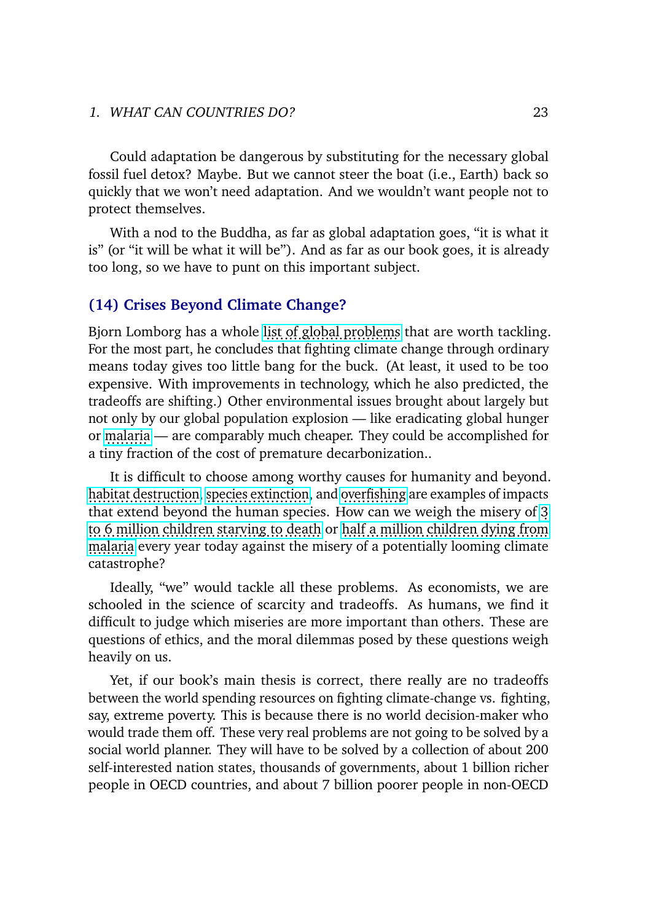Could adaptation be dangerous by substituting for the necessary global fossil fuel detox? Maybe. But we cannot steer the boat (i.e., Earth) back so quickly that we won't need adaptation. And we wouldn't want people not to protect themselves.

With a nod to the Buddha, as far as global adaptation goes, "it is what it is" (or "it will be what it will be"). And as far as our book goes, it is already too long, so we have to punt on this important subject.

## (14) Crises Beyond Climate Change?

Bjorn Lomborg has a whole list of global problems that are worth tackling. For the most part, he concludes that fighting climate change through ordinary means today gives too little bang for the buck. (At least, it used to be too expensive. With improvements in technology, which he also predicted, the tradeoffs are shifting.) Other environmental issues brought about largely but not only by our global population explosion — like eradicating global hunger or malaria — are comparably much cheaper. They could be accomplished for a tiny fraction of the cost of premature decarbonization..

It is difficult to choose among worthy causes for humanity and beyond. habitat destruction, species extinction, and overfishing are examples of impacts that extend beyond the human species. How can we weigh the misery of 3 to 6 million children starving to death or half a million children dying from malaria every year today against the misery of a potentially looming climate catastrophe?

Ideally, "we" would tackle all these problems. As economists, we are schooled in the science of scarcity and tradeoffs. As humans, we find it difficult to judge which miseries are more important than others. These are questions of ethics, and the moral dilemmas posed by these questions weigh heavily on us.

Yet, if our book's main thesis is correct, there really are no tradeoffs between the world spending resources on fighting climate-change vs. fighting, say, extreme poverty. This is because there is no world decision-maker who would trade them off. These very real problems are not going to be solved by a social world planner. They will have to be solved by a collection of about 200 self-interested nation states, thousands of governments, about 1 billion richer people in OECD countries, and about 7 billion poorer people in non-OECD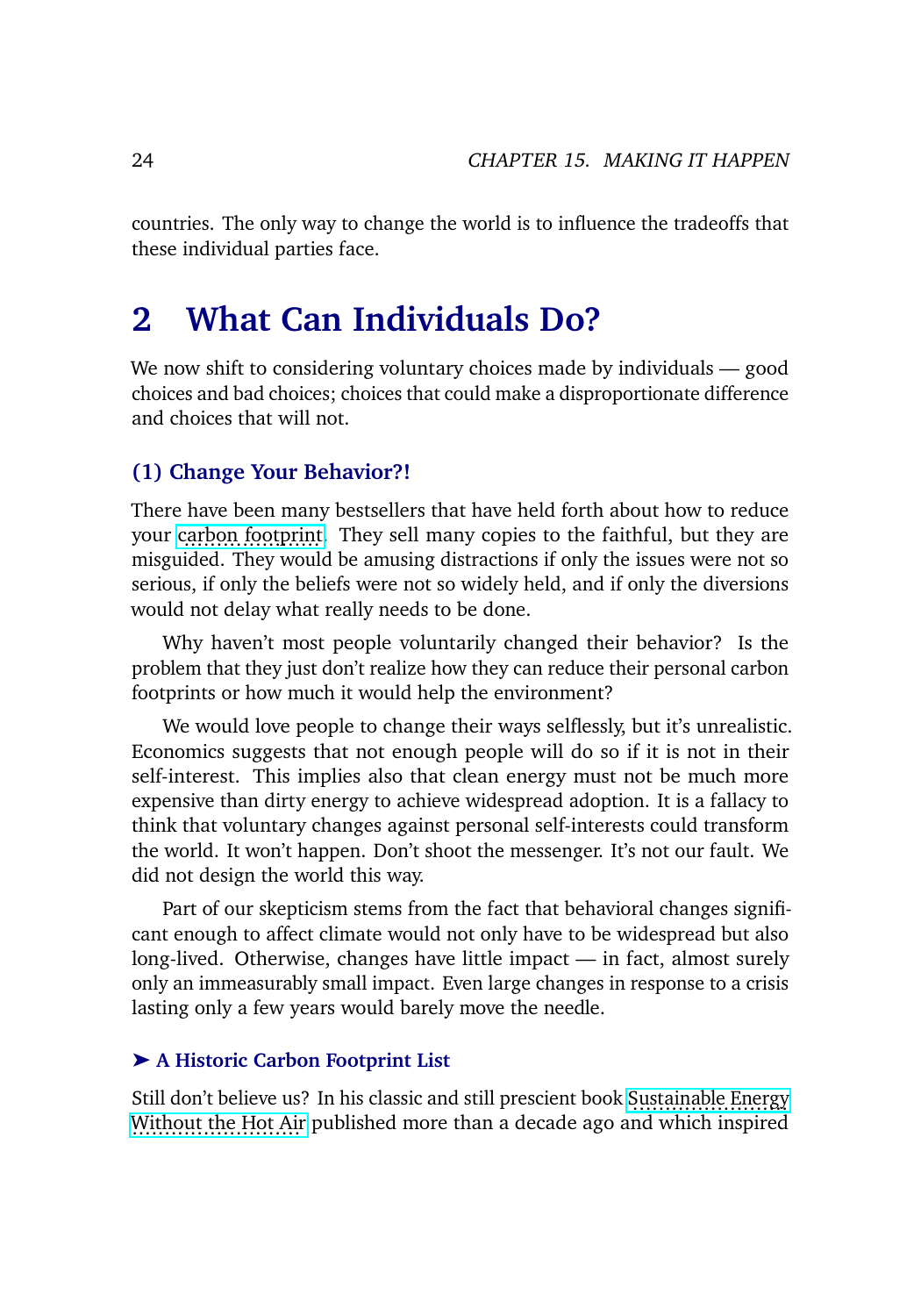countries. The only way to change the world is to influence the tradeoffs that these individual parties face.

# 2 What Can Individuals Do?

We now shift to considering voluntary choices made by individuals — good choices and bad choices; choices that could make a disproportionate difference and choices that will not.

### (1) Change Your Behavior?!

There have been many bestsellers that have held forth about how to reduce your carbon footprint. They sell many copies to the faithful, but they are misguided. They would be amusing distractions if only the issues were not so serious, if only the beliefs were not so widely held, and if only the diversions would not delay what really needs to be done.

Why haven't most people voluntarily changed their behavior? Is the problem that they just don't realize how they can reduce their personal carbon footprints or how much it would help the environment?

We would love people to change their ways selflessly, but it's unrealistic. Economics suggests that not enough people will do so if it is not in their self-interest. This implies also that clean energy must not be much more expensive than dirty energy to achieve widespread adoption. It is a fallacy to think that voluntary changes against personal self-interests could transform the world. It won't happen. Don't shoot the messenger. It's not our fault. We did not design the world this way.

Part of our skepticism stems from the fact that behavioral changes significant enough to affect climate would not only have to be widespread but also long-lived. Otherwise, changes have little impact — in fact, almost surely only an immeasurably small impact. Even large changes in response to a crisis lasting only a few years would barely move the needle.

#### ➤ A Historic Carbon Footprint List

Still don't believe us? In his classic and still prescient book Sustainable Energy Without the Hot Air published more than a decade ago and which inspired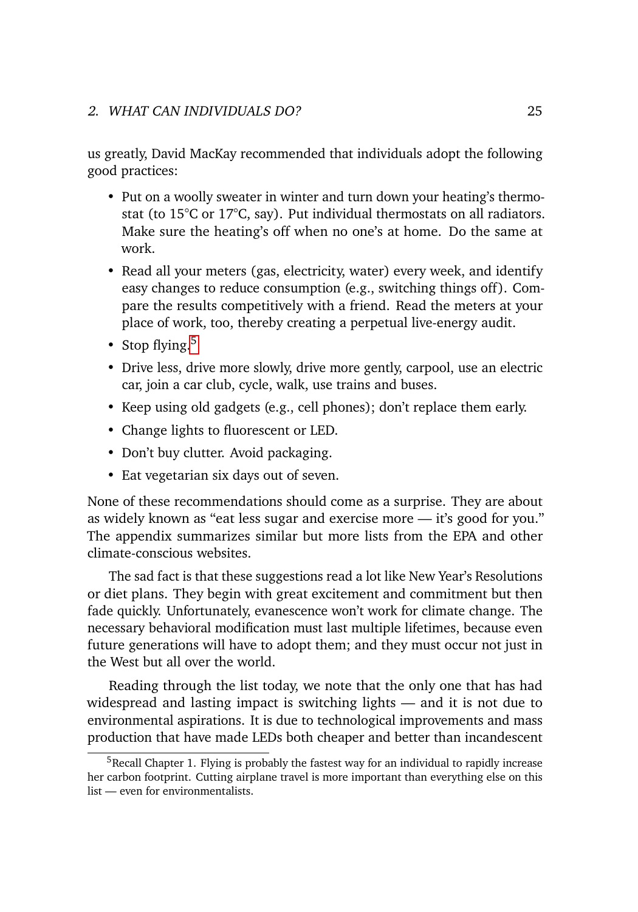us greatly, David MacKay recommended that individuals adopt the following good practices:

- Put on a woolly sweater in winter and turn down your heating's thermostat (to 15°C or 17°C, say). Put individual thermostats on all radiators. Make sure the heating's off when no one's at home. Do the same at work.
- Read all your meters (gas, electricity, water) every week, and identify easy changes to reduce consumption (e.g., switching things off). Compare the results competitively with a friend. Read the meters at your place of work, too, thereby creating a perpetual live-energy audit.
- Stop flying.[5]
- Drive less, drive more slowly, drive more gently, carpool, use an electric car, join a car club, cycle, walk, use trains and buses.
- Keep using old gadgets (e.g., cell phones); don't replace them early.
- Change lights to fluorescent or LED.
- Don't buy clutter. Avoid packaging.
- Eat vegetarian six days out of seven.

None of these recommendations should come as a surprise. They are about as widely known as "eat less sugar and exercise more — it's good for you." The appendix summarizes similar but more lists from the EPA and other climate-conscious websites.

The sad fact is that these suggestions read a lot like New Year's Resolutions or diet plans. They begin with great excitement and commitment but then fade quickly. Unfortunately, evanescence won't work for climate change. The necessary behavioral modification must last multiple lifetimes, because even future generations will have to adopt them; and they must occur not just in the West but all over the world.

Reading through the list today, we note that the only one that has had widespread and lasting impact is switching lights — and it is not due to environmental aspirations. It is due to technological improvements and mass production that have made LEDs both cheaper and better than incandescent

[5] Recall Chapter 1. Flying is probably the fastest way for an individual to rapidly increase her carbon footprint. Cutting airplane travel is more important than everything else on this list — even for environmentalists.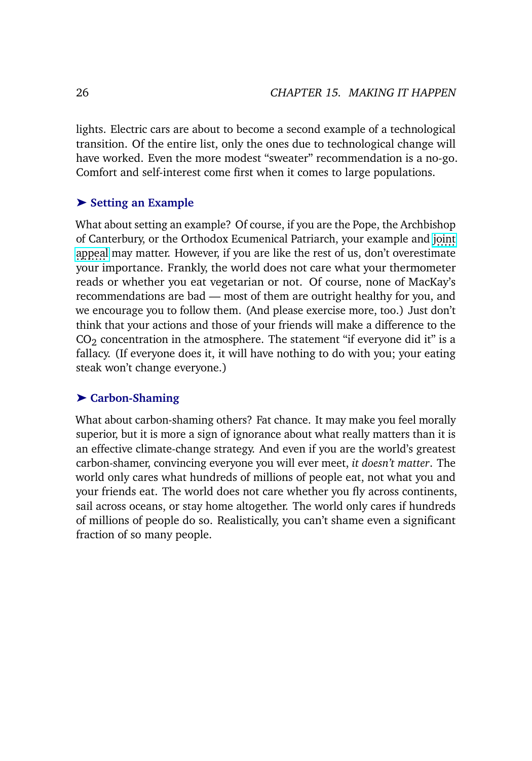lights. Electric cars are about to become a second example of a technological transition. Of the entire list, only the ones due to technological change will have worked. Even the more modest "sweater" recommendation is a no-go. Comfort and self-interest come first when it comes to large populations.

### ➤ Setting an Example

What about setting an example? Of course, if you are the Pope, the Archbishop of Canterbury, or the Orthodox Ecumenical Patriarch, your example and joint appeal may matter. However, if you are like the rest of us, don't overestimate your importance. Frankly, the world does not care what your thermometer reads or whether you eat vegetarian or not. Of course, none of MacKay's recommendations are bad — most of them are outright healthy for you, and we encourage you to follow them. (And please exercise more, too.) Just don't think that your actions and those of your friends will make a difference to the $CO_2$ concentration in the atmosphere. The statement "if everyone did it" is a fallacy. (If everyone does it, it will have nothing to do with you; your eating steak won't change everyone.)

### ➤ Carbon-Shaming

What about carbon-shaming others? Fat chance. It may make you feel morally superior, but it is more a sign of ignorance about what really matters than it is an effective climate-change strategy. And even if you are the world's greatest carbon-shamer, convincing everyone you will ever meet, *it doesn't matter*. The world only cares what hundreds of millions of people eat, not what you and your friends eat. The world does not care whether you fly across continents, sail across oceans, or stay home altogether. The world only cares if hundreds of millions of people do so. Realistically, you can't shame even a significant fraction of so many people.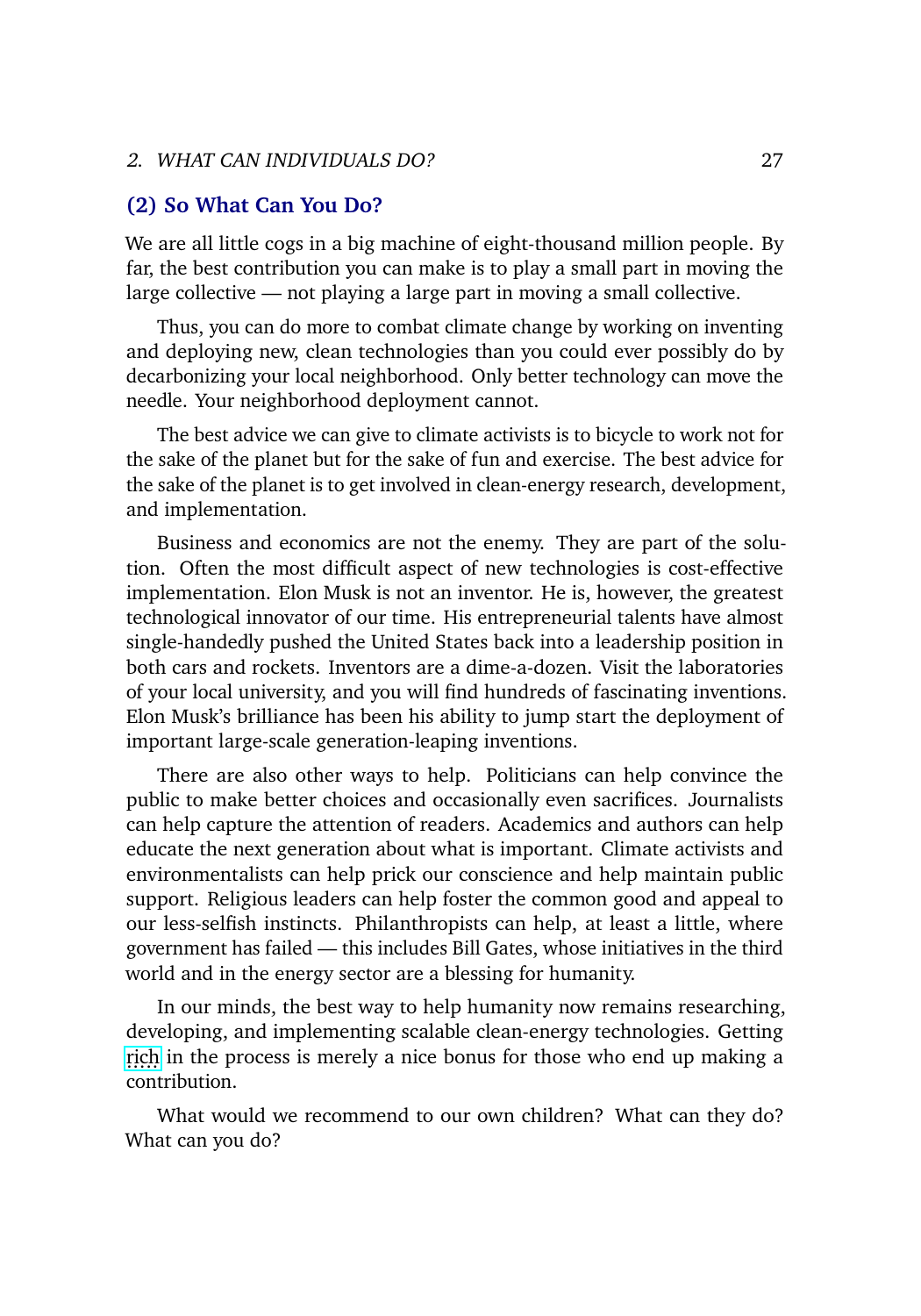## (2) So What Can You Do?

We are all little cogs in a big machine of eight-thousand million people. By far, the best contribution you can make is to play a small part in moving the large collective — not playing a large part in moving a small collective.

Thus, you can do more to combat climate change by working on inventing and deploying new, clean technologies than you could ever possibly do by decarbonizing your local neighborhood. Only better technology can move the needle. Your neighborhood deployment cannot.

The best advice we can give to climate activists is to bicycle to work not for the sake of the planet but for the sake of fun and exercise. The best advice for the sake of the planet is to get involved in clean-energy research, development, and implementation.

Business and economics are not the enemy. They are part of the solution. Often the most difficult aspect of new technologies is cost-effective implementation. Elon Musk is not an inventor. He is, however, the greatest technological innovator of our time. His entrepreneurial talents have almost single-handedly pushed the United States back into a leadership position in both cars and rockets. Inventors are a dime-a-dozen. Visit the laboratories of your local university, and you will find hundreds of fascinating inventions. Elon Musk's brilliance has been his ability to jump start the deployment of important large-scale generation-leaping inventions.

There are also other ways to help. Politicians can help convince the public to make better choices and occasionally even sacrifices. Journalists can help capture the attention of readers. Academics and authors can help educate the next generation about what is important. Climate activists and environmentalists can help prick our conscience and help maintain public support. Religious leaders can help foster the common good and appeal to our less-selfish instincts. Philanthropists can help, at least a little, where government has failed — this includes Bill Gates, whose initiatives in the third world and in the energy sector are a blessing for humanity.

In our minds, the best way to help humanity now remains researching, developing, and implementing scalable clean-energy technologies. Getting rich in the process is merely a nice bonus for those who end up making a contribution.

What would we recommend to our own children? What can they do? What can you do?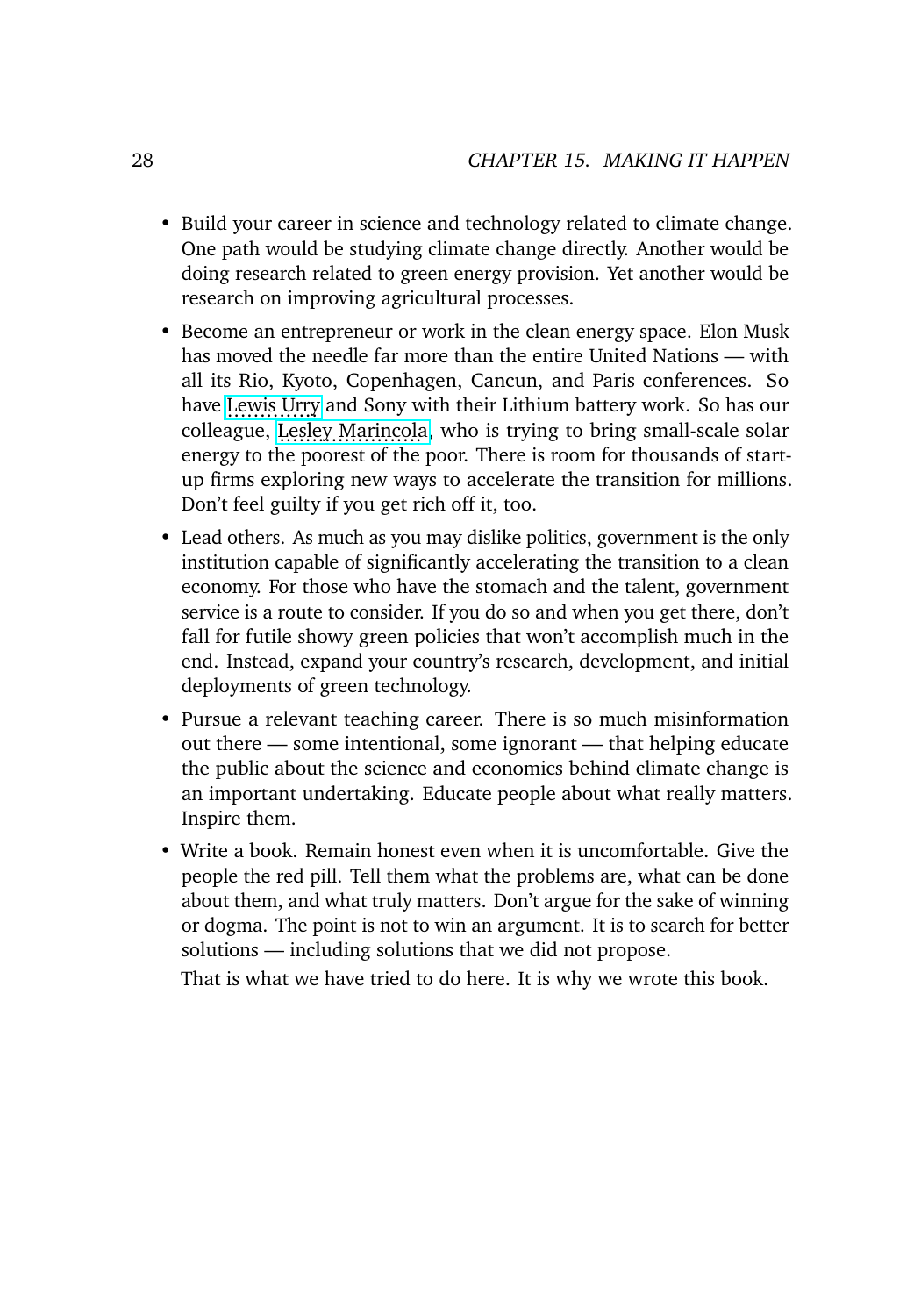- Build your career in science and technology related to climate change. One path would be studying climate change directly. Another would be doing research related to green energy provision. Yet another would be research on improving agricultural processes.
- Become an entrepreneur or work in the clean energy space. Elon Musk has moved the needle far more than the entire United Nations — with all its Rio, Kyoto, Copenhagen, Cancun, and Paris conferences. So have Lewis Urry and Sony with their Lithium battery work. So has our colleague, Lesley Marincola, who is trying to bring small-scale solar energy to the poorest of the poor. There is room for thousands of start-up firms exploring new ways to accelerate the transition for millions. Don't feel guilty if you get rich off it, too.
- Lead others. As much as you may dislike politics, government is the only institution capable of significantly accelerating the transition to a clean economy. For those who have the stomach and the talent, government service is a route to consider. If you do so and when you get there, don't fall for futile showy green policies that won't accomplish much in the end. Instead, expand your country's research, development, and initial deployments of green technology.
- Pursue a relevant teaching career. There is so much misinformation out there — some intentional, some ignorant — that helping educate the public about the science and economics behind climate change is an important undertaking. Educate people about what really matters. Inspire them.
- Write a book. Remain honest even when it is uncomfortable. Give the people the red pill. Tell them what the problems are, what can be done about them, and what truly matters. Don't argue for the sake of winning or dogma. The point is not to win an argument. It is to search for better solutions — including solutions that we did not propose.

  That is what we have tried to do here. It is why we wrote this book.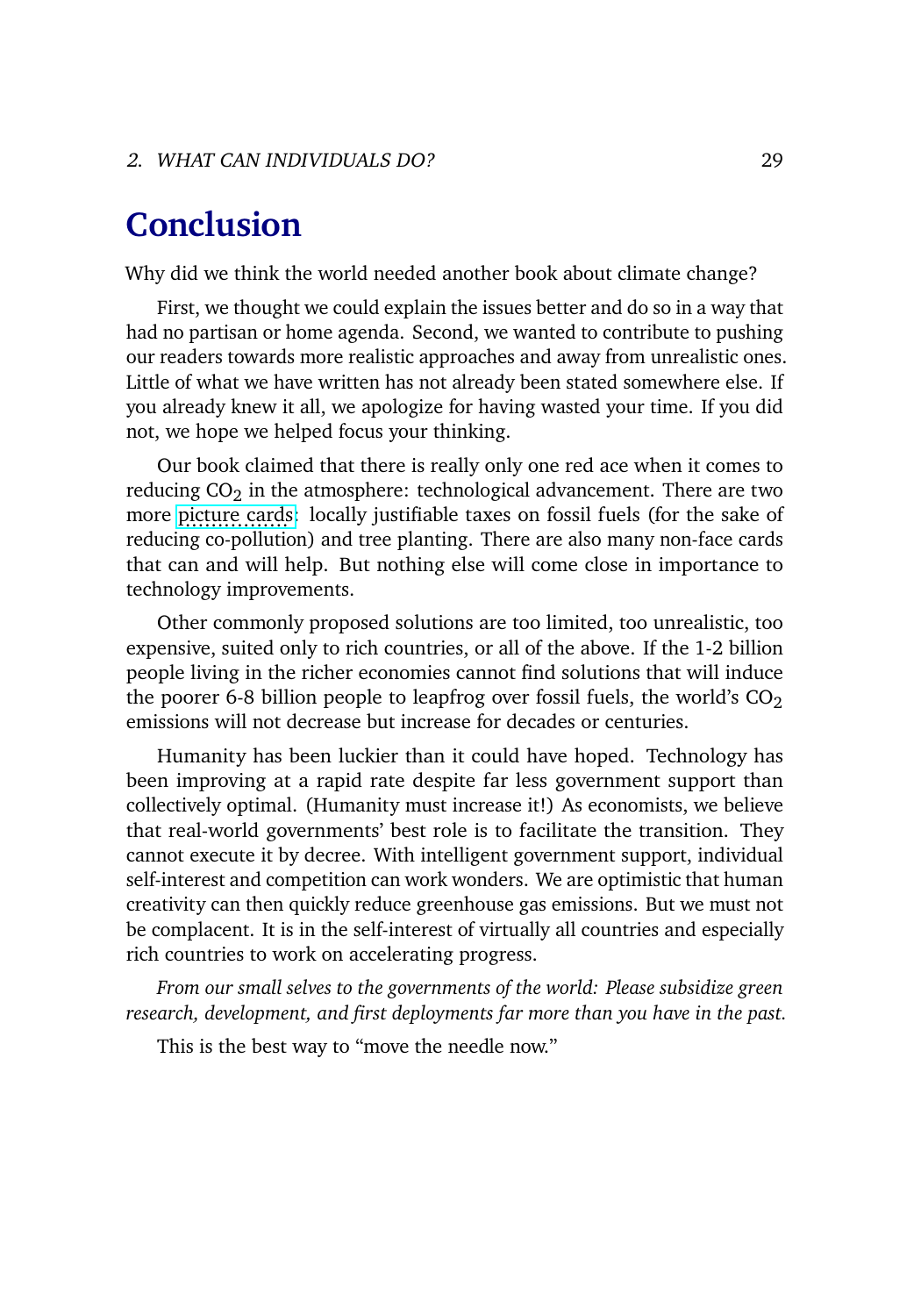## Conclusion

Why did we think the world needed another book about climate change?

First, we thought we could explain the issues better and do so in a way that had no partisan or home agenda. Second, we wanted to contribute to pushing our readers towards more realistic approaches and away from unrealistic ones. Little of what we have written has not already been stated somewhere else. If you already knew it all, we apologize for having wasted your time. If you did not, we hope we helped focus your thinking.

Our book claimed that there is really only one red ace when it comes to reducing $CO_2$ in the atmosphere: technological advancement. There are two more picture cards: locally justifiable taxes on fossil fuels (for the sake of reducing co-pollution) and tree planting. There are also many non-face cards that can and will help. But nothing else will come close in importance to technology improvements.

Other commonly proposed solutions are too limited, too unrealistic, too expensive, suited only to rich countries, or all of the above. If the 1-2 billion people living in the richer economies cannot find solutions that will induce the poorer 6-8 billion people to leapfrog over fossil fuels, the world's $CO_2$ emissions will not decrease but increase for decades or centuries.

Humanity has been luckier than it could have hoped. Technology has been improving at a rapid rate despite far less government support than collectively optimal. (Humanity must increase it!) As economists, we believe that real-world governments' best role is to facilitate the transition. They cannot execute it by decree. With intelligent government support, individual self-interest and competition can work wonders. We are optimistic that human creativity can then quickly reduce greenhouse gas emissions. But we must not be complacent. It is in the self-interest of virtually all countries and especially rich countries to work on accelerating progress.

*From our small selves to the governments of the world: Please subsidize green research, development, and first deployments far more than you have in the past.*

This is the best way to "move the needle now."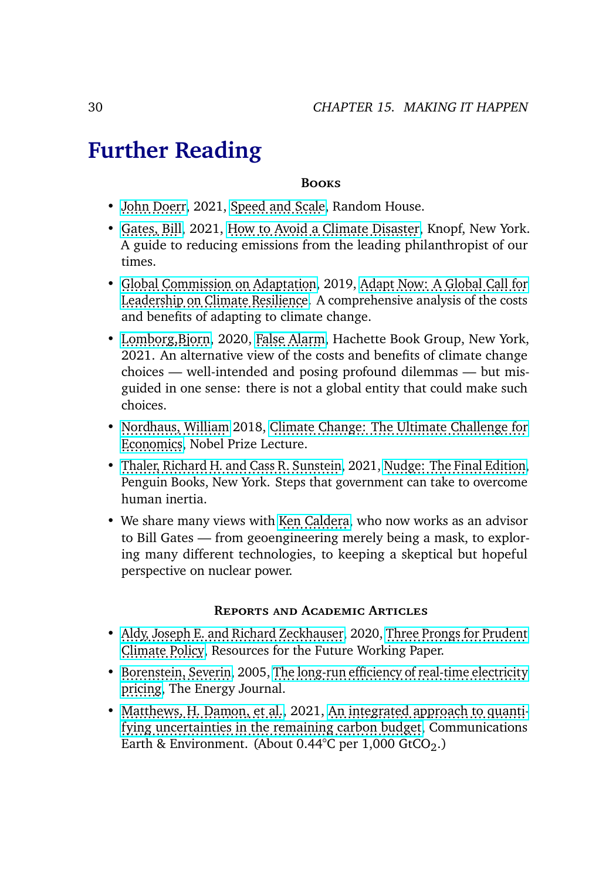# Further Reading

### Books

- John Doerr, 2021, Speed and Scale, Random House.
- Gates, Bill, 2021, How to Avoid a Climate Disaster, Knopf, New York. A guide to reducing emissions from the leading philanthropist of our times.
- Global Commission on Adaptation, 2019, Adapt Now: A Global Call for Leadership on Climate Resilience. A comprehensive analysis of the costs and benefits of adapting to climate change.
- Lomborg,Bjorn, 2020, False Alarm, Hachette Book Group, New York, 2021. An alternative view of the costs and benefits of climate change choices — well-intended and posing profound dilemmas — but misguided in one sense: there is not a global entity that could make such choices.
- Nordhaus, William 2018, Climate Change: The Ultimate Challenge for Economics, Nobel Prize Lecture.
- Thaler, Richard H. and Cass R. Sunstein, 2021, Nudge: The Final Edition, Penguin Books, New York. Steps that government can take to overcome human inertia.
- We share many views with Ken Caldera, who now works as an advisor to Bill Gates — from geoengineering merely being a mask, to exploring many different technologies, to keeping a skeptical but hopeful perspective on nuclear power.

### Reports and Academic Articles

- Aldy, Joseph E. and Richard Zeckhauser, 2020, Three Prongs for Prudent Climate Policy, Resources for the Future Working Paper.
- Borenstein, Severin, 2005, The long-run efficiency of real-time electricity pricing, The Energy Journal.
- Matthews, H. Damon, et al., 2021, An integrated approach to quantifying uncertainties in the remaining carbon budget, Communications Earth & Environment. (About 0.44°C per 1,000 $GtCO_2$.)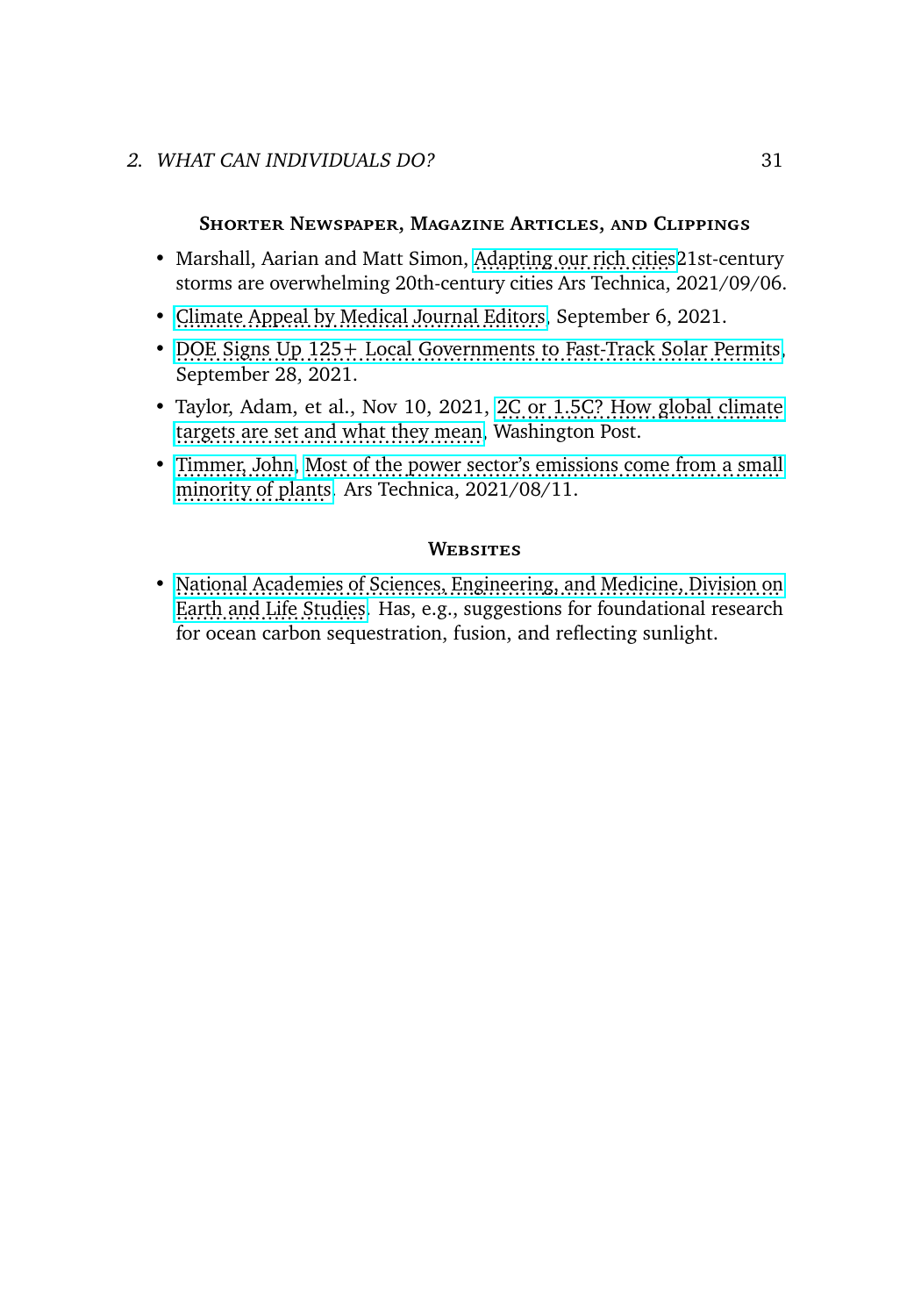### Shorter Newspaper, Magazine Articles, and Clippings

- Marshall, Aarian and Matt Simon, Adapting our rich cities21st-century storms are overwhelming 20th-century cities Ars Technica, 2021/09/06.
- Climate Appeal by Medical Journal Editors, September 6, 2021.
- DOE Signs Up 125+ Local Governments to Fast-Track Solar Permits, September 28, 2021.
- Taylor, Adam, et al., Nov 10, 2021, 2C or 1.5C? How global climate targets are set and what they mean, Washington Post.
- Timmer, John, Most of the power sector's emissions come from a small minority of plants. Ars Technica, 2021/08/11.

### Websites

- National Academies of Sciences, Engineering, and Medicine, Division on Earth and Life Studies. Has, e.g., suggestions for foundational research for ocean carbon sequestration, fusion, and reflecting sunlight.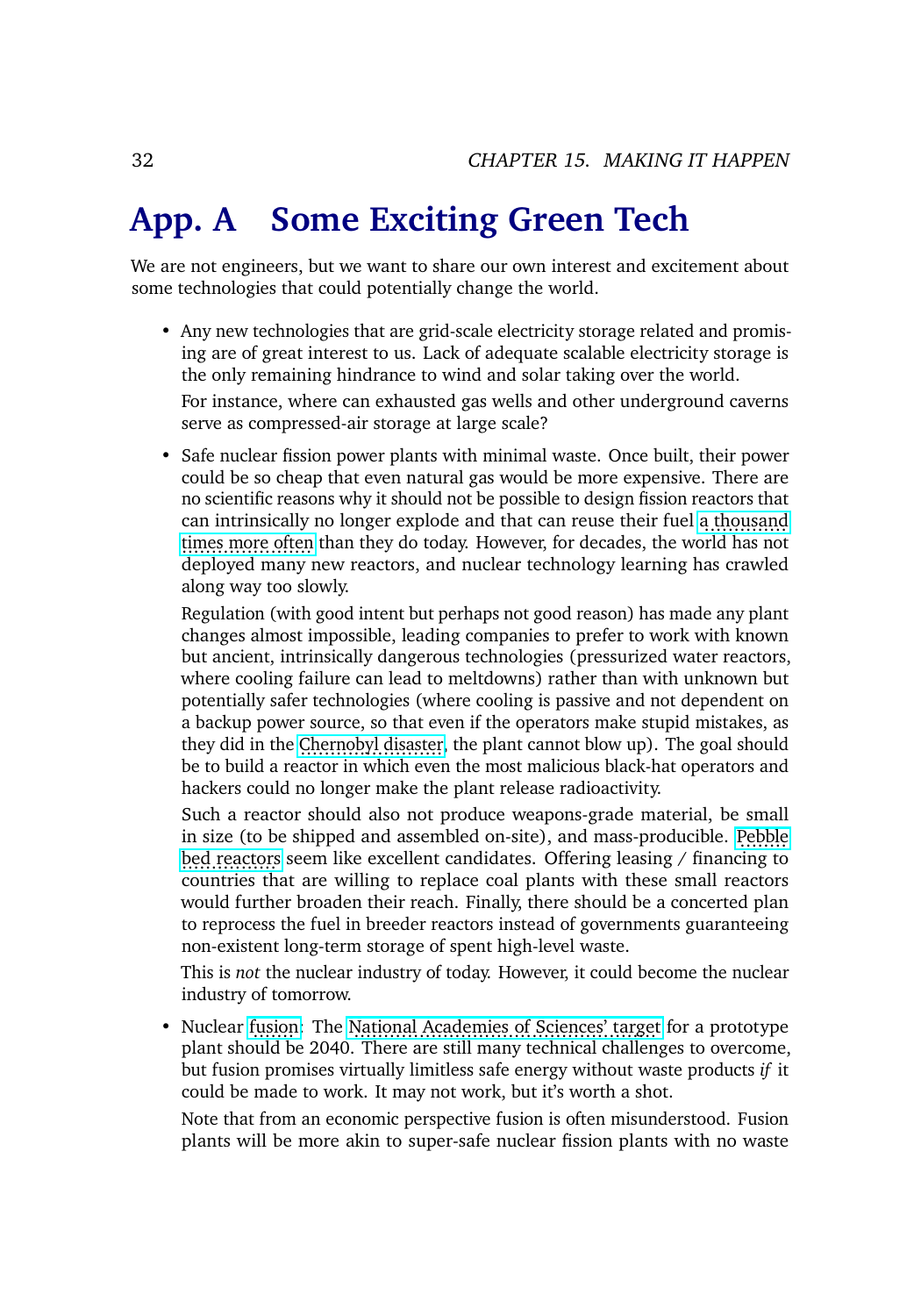# App. A Some Exciting Green Tech

We are not engineers, but we want to share our own interest and excitement about some technologies that could potentially change the world.

- Any new technologies that are grid-scale electricity storage related and promising are of great interest to us. Lack of adequate scalable electricity storage is the only remaining hindrance to wind and solar taking over the world.

  For instance, where can exhausted gas wells and other underground caverns serve as compressed-air storage at large scale?

- Safe nuclear fission power plants with minimal waste. Once built, their power could be so cheap that even natural gas would be more expensive. There are no scientific reasons why it should not be possible to design fission reactors that can intrinsically no longer explode and that can reuse their fuel a thousand times more often than they do today. However, for decades, the world has not deployed many new reactors, and nuclear technology learning has crawled along way too slowly.

  Regulation (with good intent but perhaps not good reason) has made any plant changes almost impossible, leading companies to prefer to work with known but ancient, intrinsically dangerous technologies (pressurized water reactors, where cooling failure can lead to meltdowns) rather than with unknown but potentially safer technologies (where cooling is passive and not dependent on a backup power source, so that even if the operators make stupid mistakes, as they did in the Chernobyl disaster, the plant cannot blow up). The goal should be to build a reactor in which even the most malicious black-hat operators and hackers could no longer make the plant release radioactivity.

  Such a reactor should also not produce weapons-grade material, be small in size (to be shipped and assembled on-site), and mass-producible. Pebble bed reactors seem like excellent candidates. Offering leasing / financing to countries that are willing to replace coal plants with these small reactors would further broaden their reach. Finally, there should be a concerted plan to reprocess the fuel in breeder reactors instead of governments guaranteeing non-existent long-term storage of spent high-level waste.

  This is *not* the nuclear industry of today. However, it could become the nuclear industry of tomorrow.

- Nuclear fusion: The National Academies of Sciences' target for a prototype plant should be 2040. There are still many technical challenges to overcome, but fusion promises virtually limitless safe energy without waste products *if* it could be made to work. It may not work, but it's worth a shot.

  Note that from an economic perspective fusion is often misunderstood. Fusion plants will be more akin to super-safe nuclear fission plants with no waste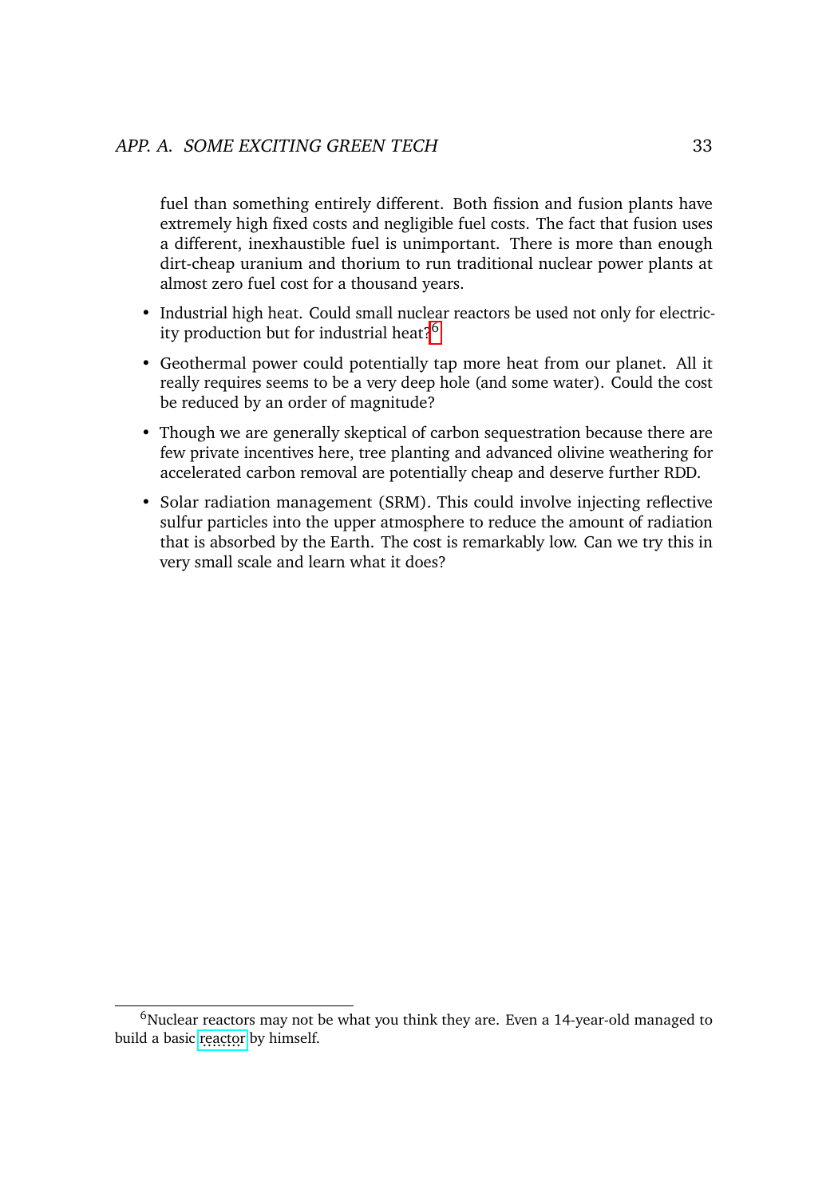fuel than something entirely different. Both fission and fusion plants have extremely high fixed costs and negligible fuel costs. The fact that fusion uses a different, inexhaustible fuel is unimportant. There is more than enough dirt-cheap uranium and thorium to run traditional nuclear power plants at almost zero fuel cost for a thousand years.

- Industrial high heat. Could small nuclear reactors be used not only for electricity production but for industrial heat?[6]
- Geothermal power could potentially tap more heat from our planet. All it really requires seems to be a very deep hole (and some water). Could the cost be reduced by an order of magnitude?
- Though we are generally skeptical of carbon sequestration because there are few private incentives here, tree planting and advanced olivine weathering for accelerated carbon removal are potentially cheap and deserve further RDD.
- Solar radiation management (SRM). This could involve injecting reflective sulfur particles into the upper atmosphere to reduce the amount of radiation that is absorbed by the Earth. The cost is remarkably low. Can we try this in very small scale and learn what it does?

[6] Nuclear reactors may not be what you think they are. Even a 14-year-old managed to build a basic reactor by himself.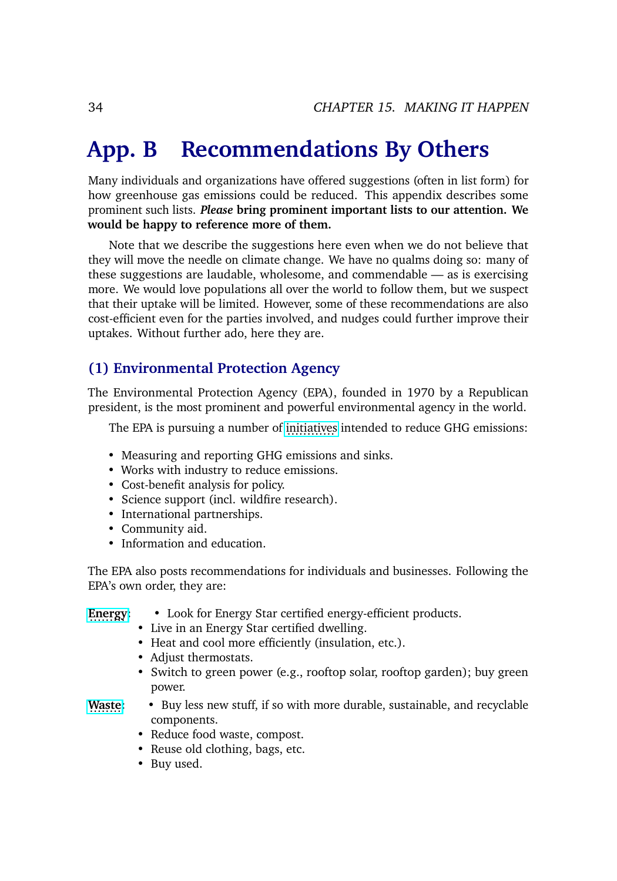# App. B Recommendations By Others

Many individuals and organizations have offered suggestions (often in list form) for how greenhouse gas emissions could be reduced. This appendix describes some prominent such lists. ***Please*** **bring prominent important lists to our attention. We would be happy to reference more of them.**

Note that we describe the suggestions here even when we do not believe that they will move the needle on climate change. We have no qualms doing so: many of these suggestions are laudable, wholesome, and commendable — as is exercising more. We would love populations all over the world to follow them, but we suspect that their uptake will be limited. However, some of these recommendations are also cost-efficient even for the parties involved, and nudges could further improve their uptakes. Without further ado, here they are.

## (1) Environmental Protection Agency

The Environmental Protection Agency (EPA), founded in 1970 by a Republican president, is the most prominent and powerful environmental agency in the world.

The EPA is pursuing a number of initiatives intended to reduce GHG emissions:

- Measuring and reporting GHG emissions and sinks.
- Works with industry to reduce emissions.
- Cost-benefit analysis for policy.
- Science support (incl. wildfire research).
- International partnerships.
- Community aid.
- Information and education.

The EPA also posts recommendations for individuals and businesses. Following the EPA's own order, they are:

**Energy**:
- Look for Energy Star certified energy-efficient products.
- Live in an Energy Star certified dwelling.
- Heat and cool more efficiently (insulation, etc.).
- Adjust thermostats.
- Switch to green power (e.g., rooftop solar, rooftop garden); buy green power.

**Waste**:
- Buy less new stuff, if so with more durable, sustainable, and recyclable components.
- Reduce food waste, compost.
- Reuse old clothing, bags, etc.
- Buy used.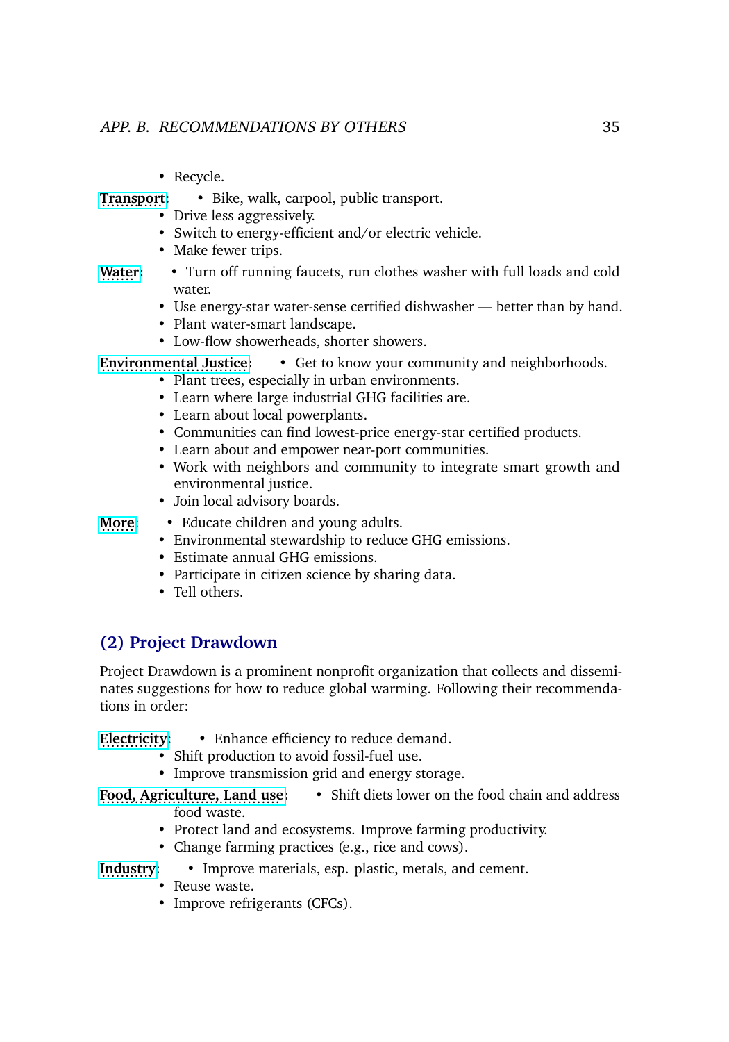- Recycle.

**Transport**:
- Bike, walk, carpool, public transport.
- Drive less aggressively.
- Switch to energy-efficient and/or electric vehicle.
- Make fewer trips.

**Water**:
- Turn off running faucets, run clothes washer with full loads and cold water.
- Use energy-star water-sense certified dishwasher — better than by hand.
- Plant water-smart landscape.
- Low-flow showerheads, shorter showers.

**Environmental Justice**:
- Get to know your community and neighborhoods.
- Plant trees, especially in urban environments.
- Learn where large industrial GHG facilities are.
- Learn about local powerplants.
- Communities can find lowest-price energy-star certified products.
- Learn about and empower near-port communities.
- Work with neighbors and community to integrate smart growth and environmental justice.
- Join local advisory boards.

**More**:
- Educate children and young adults.
- Environmental stewardship to reduce GHG emissions.
- Estimate annual GHG emissions.
- Participate in citizen science by sharing data.
- Tell others.

## (2) Project Drawdown

Project Drawdown is a prominent nonprofit organization that collects and disseminates suggestions for how to reduce global warming. Following their recommendations in order:

**Electricity**:
- Enhance efficiency to reduce demand.
- Shift production to avoid fossil-fuel use.
- Improve transmission grid and energy storage.

**Food, Agriculture, Land use**:
- Shift diets lower on the food chain and address food waste.
- Protect land and ecosystems. Improve farming productivity.
- Change farming practices (e.g., rice and cows).

**Industry**:
- Improve materials, esp. plastic, metals, and cement.
- Reuse waste.
- Improve refrigerants (CFCs).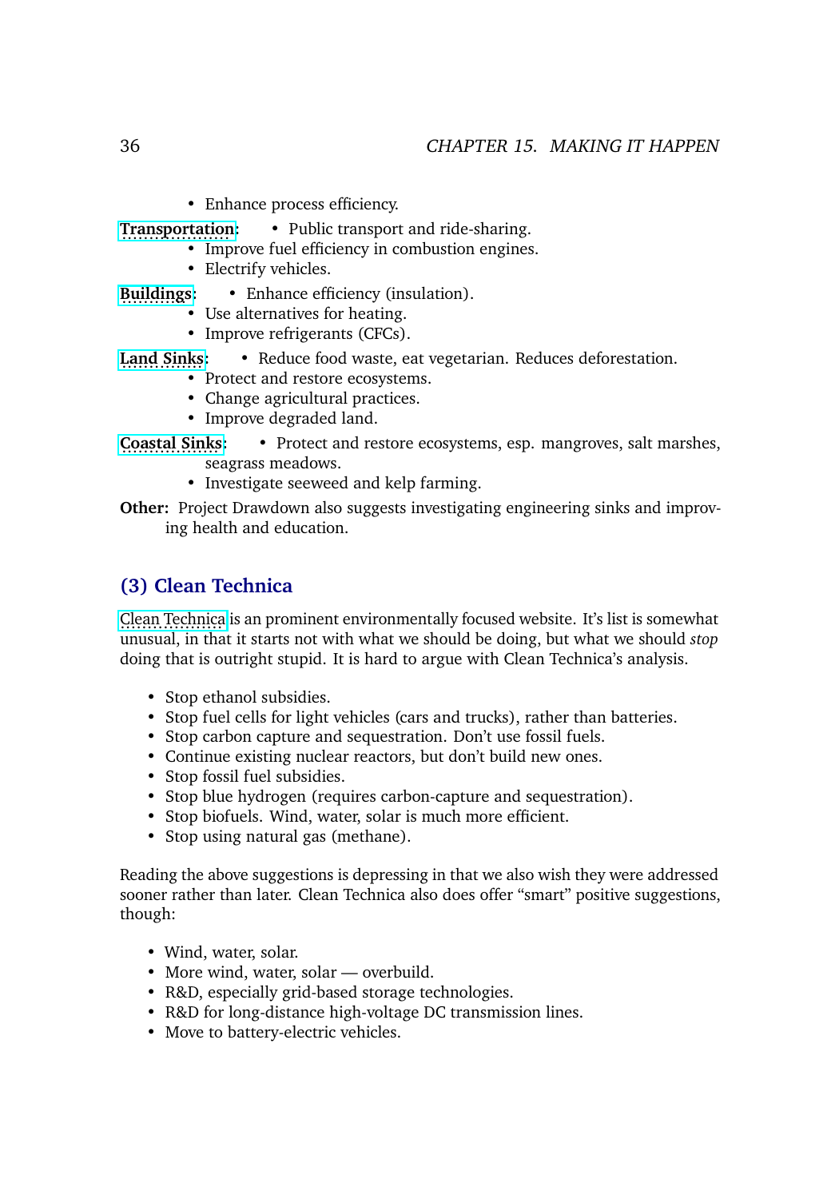- Enhance process efficiency.

**Transportation**:
- Public transport and ride-sharing.
- Improve fuel efficiency in combustion engines.
- Electrify vehicles.

**Buildings**:
- Enhance efficiency (insulation).
- Use alternatives for heating.
- Improve refrigerants (CFCs).

**Land Sinks**:
- Reduce food waste, eat vegetarian. Reduces deforestation.
- Protect and restore ecosystems.
- Change agricultural practices.
- Improve degraded land.

**Coastal Sinks**:
- Protect and restore ecosystems, esp. mangroves, salt marshes, seagrass meadows.
- Investigate seeweed and kelp farming.

**Other:** Project Drawdown also suggests investigating engineering sinks and improving health and education.

## (3) Clean Technica

Clean Technica is an prominent environmentally focused website. It's list is somewhat unusual, in that it starts not with what we should be doing, but what we should *stop* doing that is outright stupid. It is hard to argue with Clean Technica's analysis.

- Stop ethanol subsidies.
- Stop fuel cells for light vehicles (cars and trucks), rather than batteries.
- Stop carbon capture and sequestration. Don't use fossil fuels.
- Continue existing nuclear reactors, but don't build new ones.
- Stop fossil fuel subsidies.
- Stop blue hydrogen (requires carbon-capture and sequestration).
- Stop biofuels. Wind, water, solar is much more efficient.
- Stop using natural gas (methane).

Reading the above suggestions is depressing in that we also wish they were addressed sooner rather than later. Clean Technica also does offer "smart" positive suggestions, though:

- Wind, water, solar.
- More wind, water, solar — overbuild.
- R&D, especially grid-based storage technologies.
- R&D for long-distance high-voltage DC transmission lines.
- Move to battery-electric vehicles.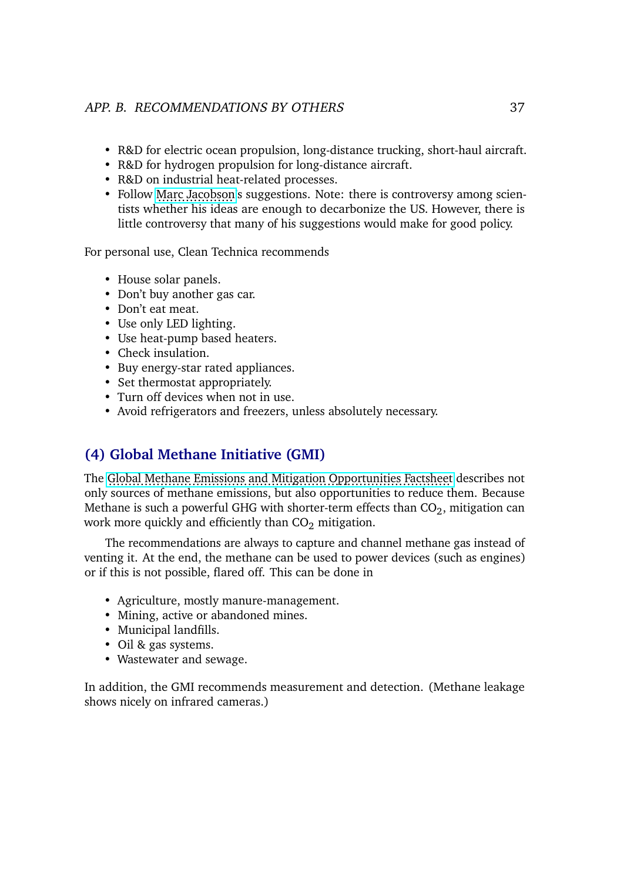- R&D for electric ocean propulsion, long-distance trucking, short-haul aircraft.
- R&D for hydrogen propulsion for long-distance aircraft.
- R&D on industrial heat-related processes.
- Follow Marc Jacobson's suggestions. Note: there is controversy among scientists whether his ideas are enough to decarbonize the US. However, there is little controversy that many of his suggestions would make for good policy.

For personal use, Clean Technica recommends

- House solar panels.
- Don't buy another gas car.
- Don't eat meat.
- Use only LED lighting.
- Use heat-pump based heaters.
- Check insulation.
- Buy energy-star rated appliances.
- Set thermostat appropriately.
- Turn off devices when not in use.
- Avoid refrigerators and freezers, unless absolutely necessary.

## (4) Global Methane Initiative (GMI)

The Global Methane Emissions and Mitigation Opportunities Factsheet describes not only sources of methane emissions, but also opportunities to reduce them. Because Methane is such a powerful GHG with shorter-term effects than $CO_2$, mitigation can work more quickly and efficiently than $CO_2$ mitigation.

The recommendations are always to capture and channel methane gas instead of venting it. At the end, the methane can be used to power devices (such as engines) or if this is not possible, flared off. This can be done in

- Agriculture, mostly manure-management.
- Mining, active or abandoned mines.
- Municipal landfills.
- Oil & gas systems.
- Wastewater and sewage.

In addition, the GMI recommends measurement and detection. (Methane leakage shows nicely on infrared cameras.)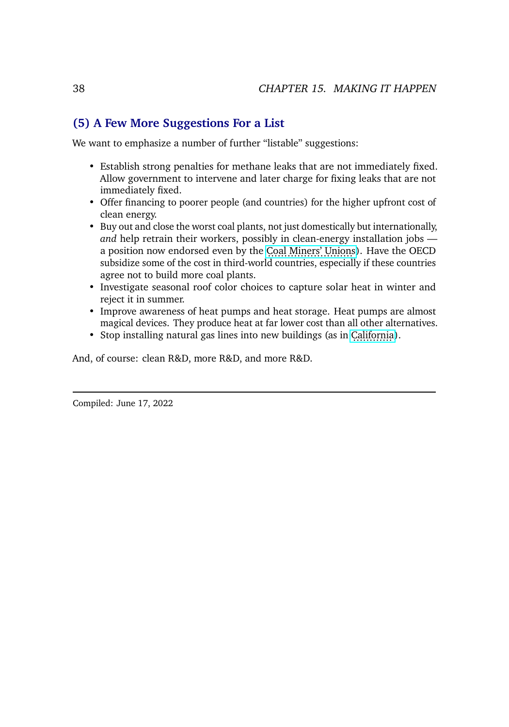## (5) A Few More Suggestions For a List

We want to emphasize a number of further “listable” suggestions:

- Establish strong penalties for methane leaks that are not immediately fixed. Allow government to intervene and later charge for fixing leaks that are not immediately fixed.
- Offer financing to poorer people (and countries) for the higher upfront cost of clean energy.
- Buy out and close the worst coal plants, not just domestically but internationally, *and* help retrain their workers, possibly in clean-energy installation jobs — a position now endorsed even by the Coal Miners’ Unions. Have the OECD subsidize some of the cost in third-world countries, especially if these countries agree not to build more coal plants.
- Investigate seasonal roof color choices to capture solar heat in winter and reject it in summer.
- Improve awareness of heat pumps and heat storage. Heat pumps are almost magical devices. They produce heat at far lower cost than all other alternatives.
- Stop installing natural gas lines into new buildings (as in California).

And, of course: clean R&D, more R&D, and more R&D.

---

Compiled: June 17, 2022